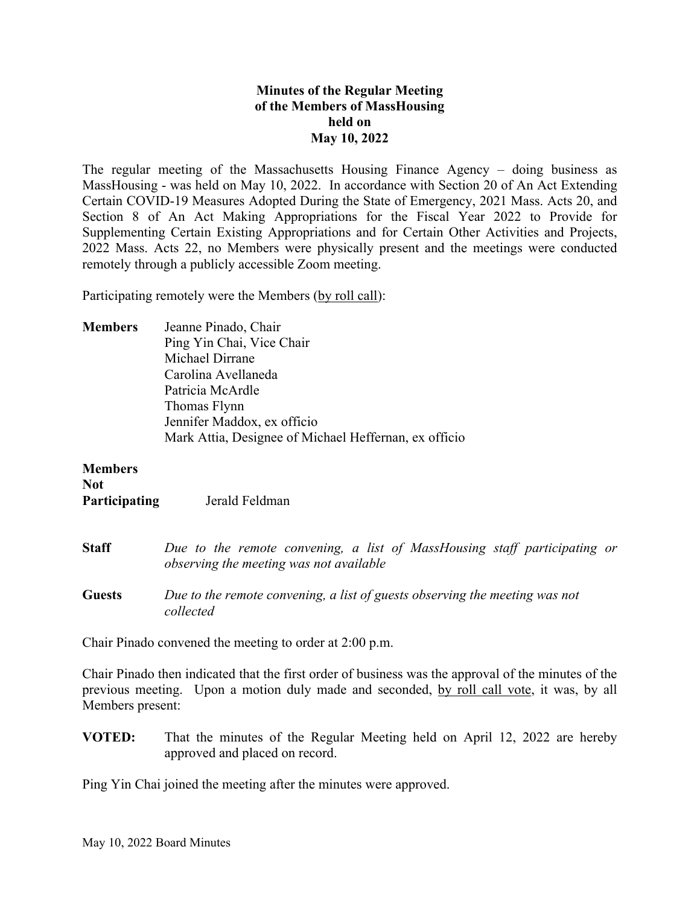**Minutes of the Regular Meeting**
**of the Members of MassHousing**
**held on**
**May 10, 2022**

The regular meeting of the Massachusetts Housing Finance Agency – doing business as MassHousing - was held on May 10, 2022. In accordance with Section 20 of An Act Extending Certain COVID-19 Measures Adopted During the State of Emergency, 2021 Mass. Acts 20, and Section 8 of An Act Making Appropriations for the Fiscal Year 2022 to Provide for Supplementing Certain Existing Appropriations and for Certain Other Activities and Projects, 2022 Mass. Acts 22, no Members were physically present and the meetings were conducted remotely through a publicly accessible Zoom meeting.

Participating remotely were the Members (by roll call):

**Members** Jeanne Pinado, Chair
Ping Yin Chai, Vice Chair
Michael Dirrane
Carolina Avellaneda
Patricia McArdle
Thomas Flynn
Jennifer Maddox, ex officio
Mark Attia, Designee of Michael Heffernan, ex officio

**Members Not Participating** Jerald Feldman

**Staff** *Due to the remote convening, a list of MassHousing staff participating or observing the meeting was not available*

**Guests** *Due to the remote convening, a list of guests observing the meeting was not collected*

Chair Pinado convened the meeting to order at 2:00 p.m.

Chair Pinado then indicated that the first order of business was the approval of the minutes of the previous meeting. Upon a motion duly made and seconded, by roll call vote, it was, by all Members present:

**VOTED:** That the minutes of the Regular Meeting held on April 12, 2022 are hereby approved and placed on record.

Ping Yin Chai joined the meeting after the minutes were approved.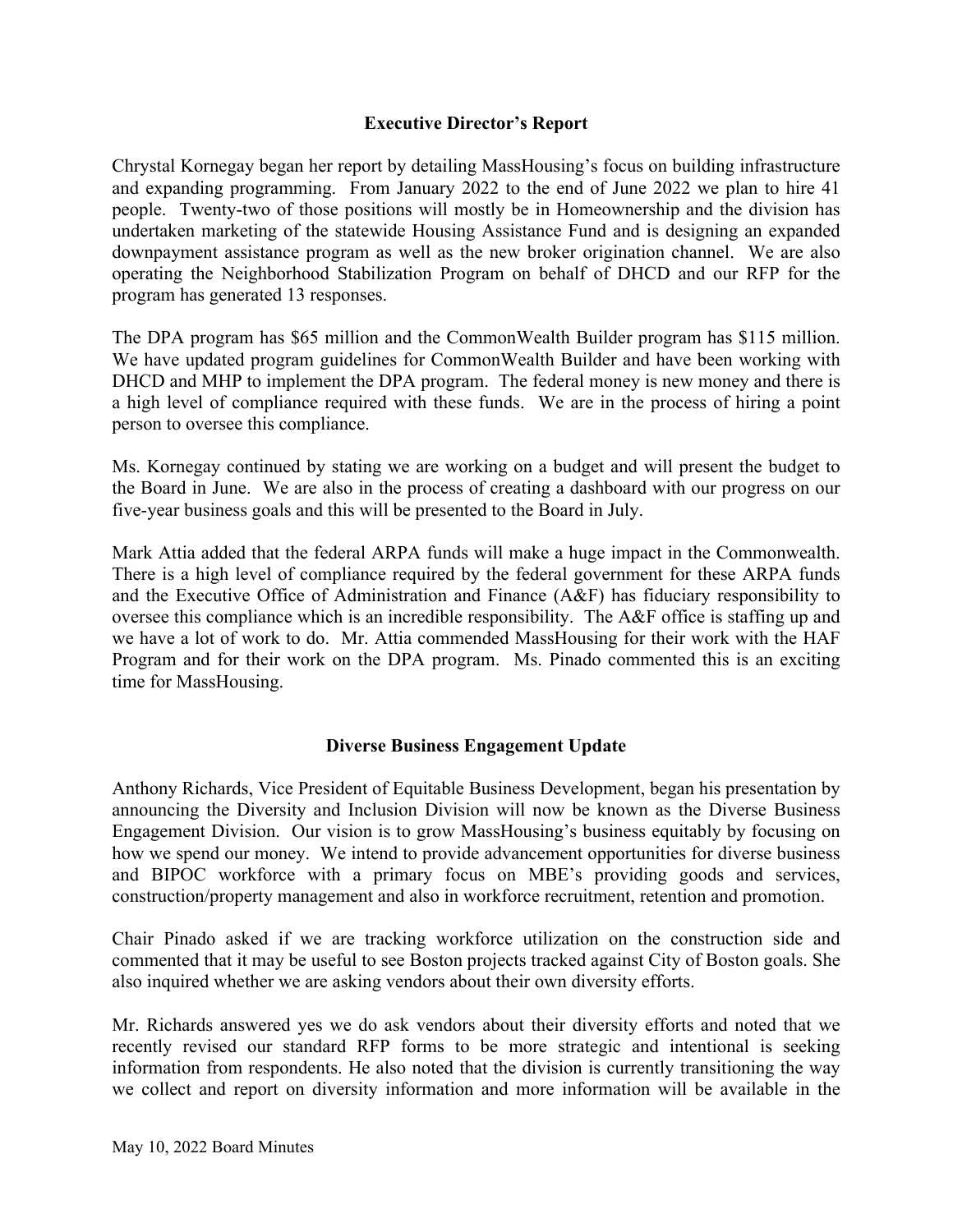## Executive Director's Report

Chrystal Kornegay began her report by detailing MassHousing's focus on building infrastructure and expanding programming. From January 2022 to the end of June 2022 we plan to hire 41 people. Twenty-two of those positions will mostly be in Homeownership and the division has undertaken marketing of the statewide Housing Assistance Fund and is designing an expanded downpayment assistance program as well as the new broker origination channel. We are also operating the Neighborhood Stabilization Program on behalf of DHCD and our RFP for the program has generated 13 responses.

The DPA program has $65 million and the CommonWealth Builder program has $115 million. We have updated program guidelines for CommonWealth Builder and have been working with DHCD and MHP to implement the DPA program. The federal money is new money and there is a high level of compliance required with these funds. We are in the process of hiring a point person to oversee this compliance.

Ms. Kornegay continued by stating we are working on a budget and will present the budget to the Board in June. We are also in the process of creating a dashboard with our progress on our five-year business goals and this will be presented to the Board in July.

Mark Attia added that the federal ARPA funds will make a huge impact in the Commonwealth. There is a high level of compliance required by the federal government for these ARPA funds and the Executive Office of Administration and Finance (A&F) has fiduciary responsibility to oversee this compliance which is an incredible responsibility. The A&F office is staffing up and we have a lot of work to do. Mr. Attia commended MassHousing for their work with the HAF Program and for their work on the DPA program. Ms. Pinado commented this is an exciting time for MassHousing.

## Diverse Business Engagement Update

Anthony Richards, Vice President of Equitable Business Development, began his presentation by announcing the Diversity and Inclusion Division will now be known as the Diverse Business Engagement Division. Our vision is to grow MassHousing's business equitably by focusing on how we spend our money. We intend to provide advancement opportunities for diverse business and BIPOC workforce with a primary focus on MBE's providing goods and services, construction/property management and also in workforce recruitment, retention and promotion.

Chair Pinado asked if we are tracking workforce utilization on the construction side and commented that it may be useful to see Boston projects tracked against City of Boston goals. She also inquired whether we are asking vendors about their own diversity efforts.

Mr. Richards answered yes we do ask vendors about their diversity efforts and noted that we recently revised our standard RFP forms to be more strategic and intentional is seeking information from respondents. He also noted that the division is currently transitioning the way we collect and report on diversity information and more information will be available in the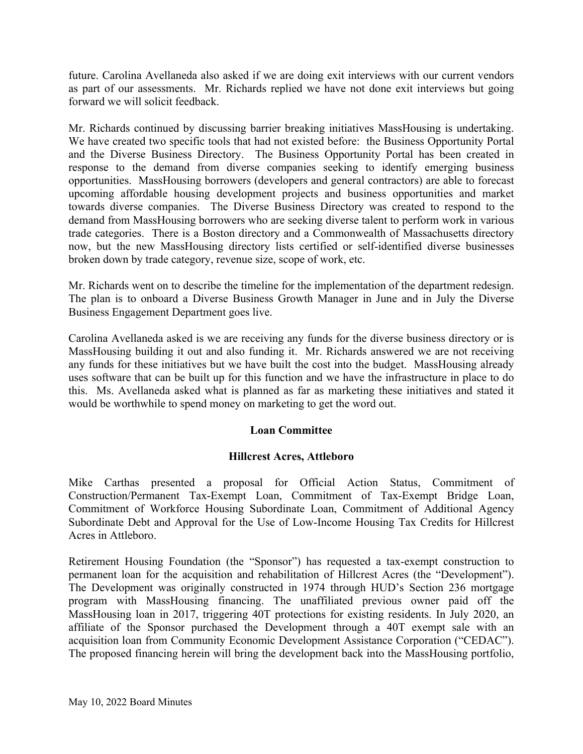future. Carolina Avellaneda also asked if we are doing exit interviews with our current vendors as part of our assessments. Mr. Richards replied we have not done exit interviews but going forward we will solicit feedback.

Mr. Richards continued by discussing barrier breaking initiatives MassHousing is undertaking. We have created two specific tools that had not existed before: the Business Opportunity Portal and the Diverse Business Directory. The Business Opportunity Portal has been created in response to the demand from diverse companies seeking to identify emerging business opportunities. MassHousing borrowers (developers and general contractors) are able to forecast upcoming affordable housing development projects and business opportunities and market towards diverse companies. The Diverse Business Directory was created to respond to the demand from MassHousing borrowers who are seeking diverse talent to perform work in various trade categories. There is a Boston directory and a Commonwealth of Massachusetts directory now, but the new MassHousing directory lists certified or self-identified diverse businesses broken down by trade category, revenue size, scope of work, etc.

Mr. Richards went on to describe the timeline for the implementation of the department redesign. The plan is to onboard a Diverse Business Growth Manager in June and in July the Diverse Business Engagement Department goes live.

Carolina Avellaneda asked is we are receiving any funds for the diverse business directory or is MassHousing building it out and also funding it. Mr. Richards answered we are not receiving any funds for these initiatives but we have built the cost into the budget. MassHousing already uses software that can be built up for this function and we have the infrastructure in place to do this. Ms. Avellaneda asked what is planned as far as marketing these initiatives and stated it would be worthwhile to spend money on marketing to get the word out.

**Loan Committee**

**Hillcrest Acres, Attleboro**

Mike Carthas presented a proposal for Official Action Status, Commitment of Construction/Permanent Tax-Exempt Loan, Commitment of Tax-Exempt Bridge Loan, Commitment of Workforce Housing Subordinate Loan, Commitment of Additional Agency Subordinate Debt and Approval for the Use of Low-Income Housing Tax Credits for Hillcrest Acres in Attleboro.

Retirement Housing Foundation (the "Sponsor") has requested a tax-exempt construction to permanent loan for the acquisition and rehabilitation of Hillcrest Acres (the "Development"). The Development was originally constructed in 1974 through HUD's Section 236 mortgage program with MassHousing financing. The unaffiliated previous owner paid off the MassHousing loan in 2017, triggering 40T protections for existing residents. In July 2020, an affiliate of the Sponsor purchased the Development through a 40T exempt sale with an acquisition loan from Community Economic Development Assistance Corporation ("CEDAC"). The proposed financing herein will bring the development back into the MassHousing portfolio,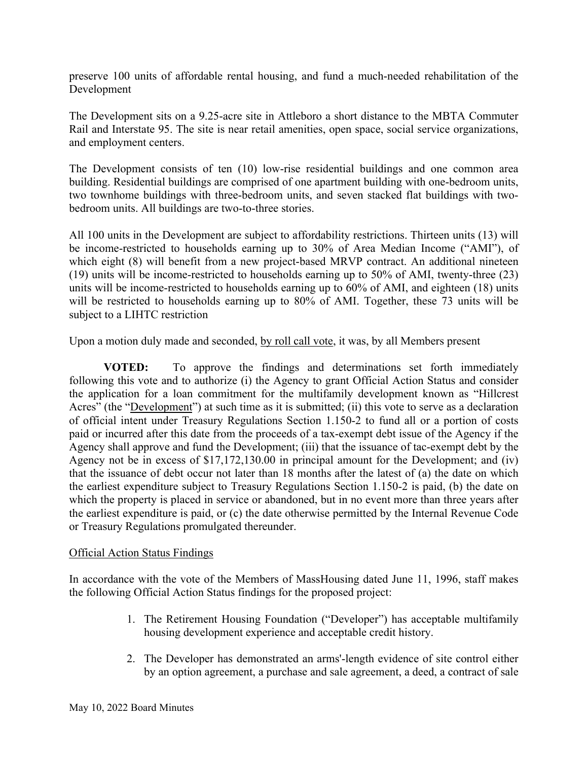preserve 100 units of affordable rental housing, and fund a much-needed rehabilitation of the Development

The Development sits on a 9.25-acre site in Attleboro a short distance to the MBTA Commuter Rail and Interstate 95. The site is near retail amenities, open space, social service organizations, and employment centers.

The Development consists of ten (10) low-rise residential buildings and one common area building. Residential buildings are comprised of one apartment building with one-bedroom units, two townhome buildings with three-bedroom units, and seven stacked flat buildings with two-bedroom units. All buildings are two-to-three stories.

All 100 units in the Development are subject to affordability restrictions. Thirteen units (13) will be income-restricted to households earning up to 30% of Area Median Income ("AMI"), of which eight (8) will benefit from a new project-based MRVP contract. An additional nineteen (19) units will be income-restricted to households earning up to 50% of AMI, twenty-three (23) units will be income-restricted to households earning up to 60% of AMI, and eighteen (18) units will be restricted to households earning up to 80% of AMI. Together, these 73 units will be subject to a LIHTC restriction

Upon a motion duly made and seconded, by roll call vote, it was, by all Members present

**VOTED:** To approve the findings and determinations set forth immediately following this vote and to authorize (i) the Agency to grant Official Action Status and consider the application for a loan commitment for the multifamily development known as "Hillcrest Acres" (the "Development") at such time as it is submitted; (ii) this vote to serve as a declaration of official intent under Treasury Regulations Section 1.150-2 to fund all or a portion of costs paid or incurred after this date from the proceeds of a tax-exempt debt issue of the Agency if the Agency shall approve and fund the Development; (iii) that the issuance of tac-exempt debt by the Agency not be in excess of $17,172,130.00 in principal amount for the Development; and (iv) that the issuance of debt occur not later than 18 months after the latest of (a) the date on which the earliest expenditure subject to Treasury Regulations Section 1.150-2 is paid, (b) the date on which the property is placed in service or abandoned, but in no event more than three years after the earliest expenditure is paid, or (c) the date otherwise permitted by the Internal Revenue Code or Treasury Regulations promulgated thereunder.

Official Action Status Findings

In accordance with the vote of the Members of MassHousing dated June 11, 1996, staff makes the following Official Action Status findings for the proposed project:

1. The Retirement Housing Foundation ("Developer") has acceptable multifamily housing development experience and acceptable credit history.

2. The Developer has demonstrated an arms'-length evidence of site control either by an option agreement, a purchase and sale agreement, a deed, a contract of sale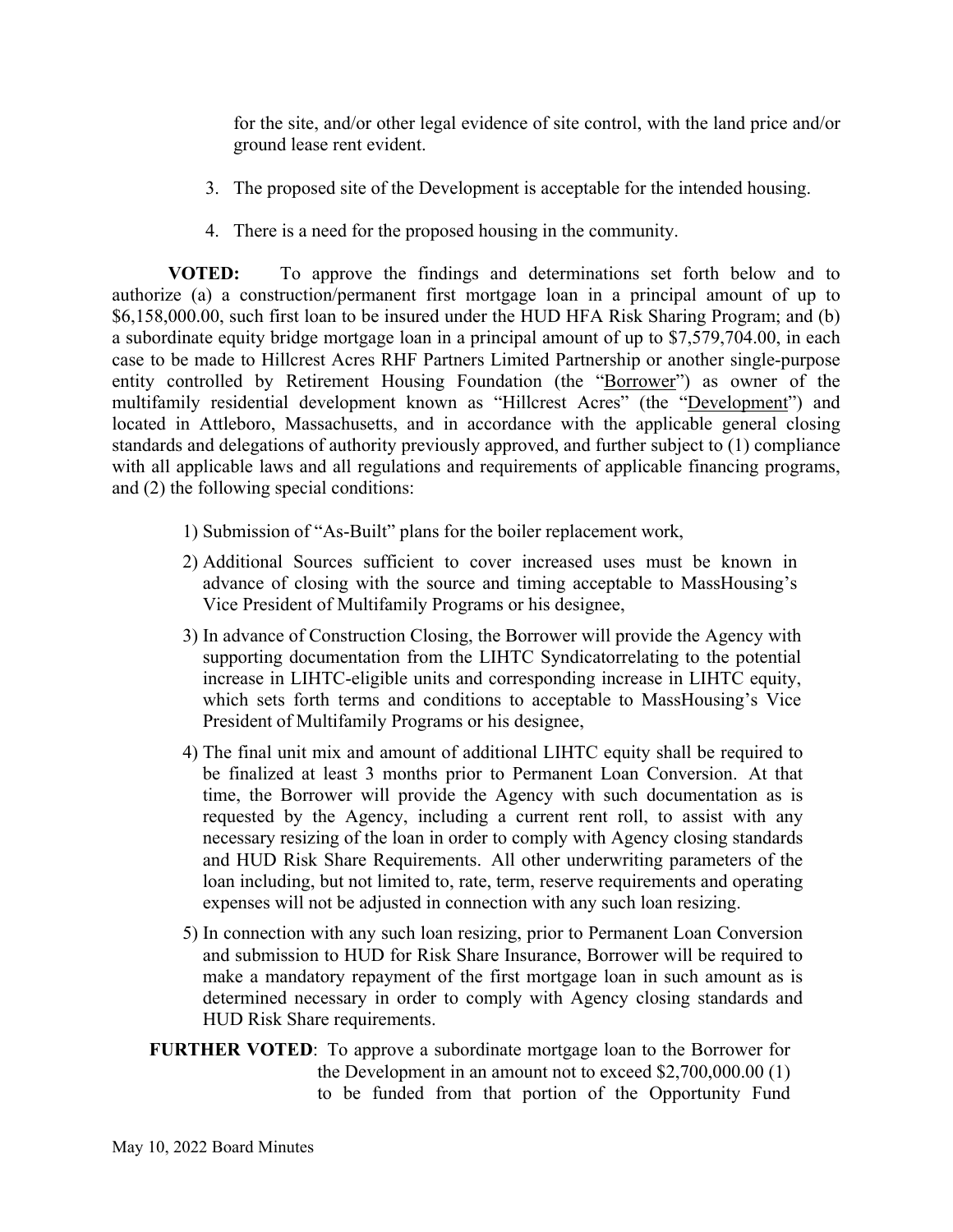for the site, and/or other legal evidence of site control, with the land price and/or ground lease rent evident.

3. The proposed site of the Development is acceptable for the intended housing.

4. There is a need for the proposed housing in the community.

**VOTED:** To approve the findings and determinations set forth below and to authorize (a) a construction/permanent first mortgage loan in a principal amount of up to $6,158,000.00, such first loan to be insured under the HUD HFA Risk Sharing Program; and (b) a subordinate equity bridge mortgage loan in a principal amount of up to $7,579,704.00, in each case to be made to Hillcrest Acres RHF Partners Limited Partnership or another single-purpose entity controlled by Retirement Housing Foundation (the "Borrower") as owner of the multifamily residential development known as "Hillcrest Acres" (the "Development") and located in Attleboro, Massachusetts, and in accordance with the applicable general closing standards and delegations of authority previously approved, and further subject to (1) compliance with all applicable laws and all regulations and requirements of applicable financing programs, and (2) the following special conditions:

1) Submission of "As-Built" plans for the boiler replacement work,

2) Additional Sources sufficient to cover increased uses must be known in advance of closing with the source and timing acceptable to MassHousing's Vice President of Multifamily Programs or his designee,

3) In advance of Construction Closing, the Borrower will provide the Agency with supporting documentation from the LIHTC Syndicatorrelating to the potential increase in LIHTC-eligible units and corresponding increase in LIHTC equity, which sets forth terms and conditions to acceptable to MassHousing's Vice President of Multifamily Programs or his designee,

4) The final unit mix and amount of additional LIHTC equity shall be required to be finalized at least 3 months prior to Permanent Loan Conversion. At that time, the Borrower will provide the Agency with such documentation as is requested by the Agency, including a current rent roll, to assist with any necessary resizing of the loan in order to comply with Agency closing standards and HUD Risk Share Requirements. All other underwriting parameters of the loan including, but not limited to, rate, term, reserve requirements and operating expenses will not be adjusted in connection with any such loan resizing.

5) In connection with any such loan resizing, prior to Permanent Loan Conversion and submission to HUD for Risk Share Insurance, Borrower will be required to make a mandatory repayment of the first mortgage loan in such amount as is determined necessary in order to comply with Agency closing standards and HUD Risk Share requirements.

**FURTHER VOTED**: To approve a subordinate mortgage loan to the Borrower for the Development in an amount not to exceed $2,700,000.00 (1) to be funded from that portion of the Opportunity Fund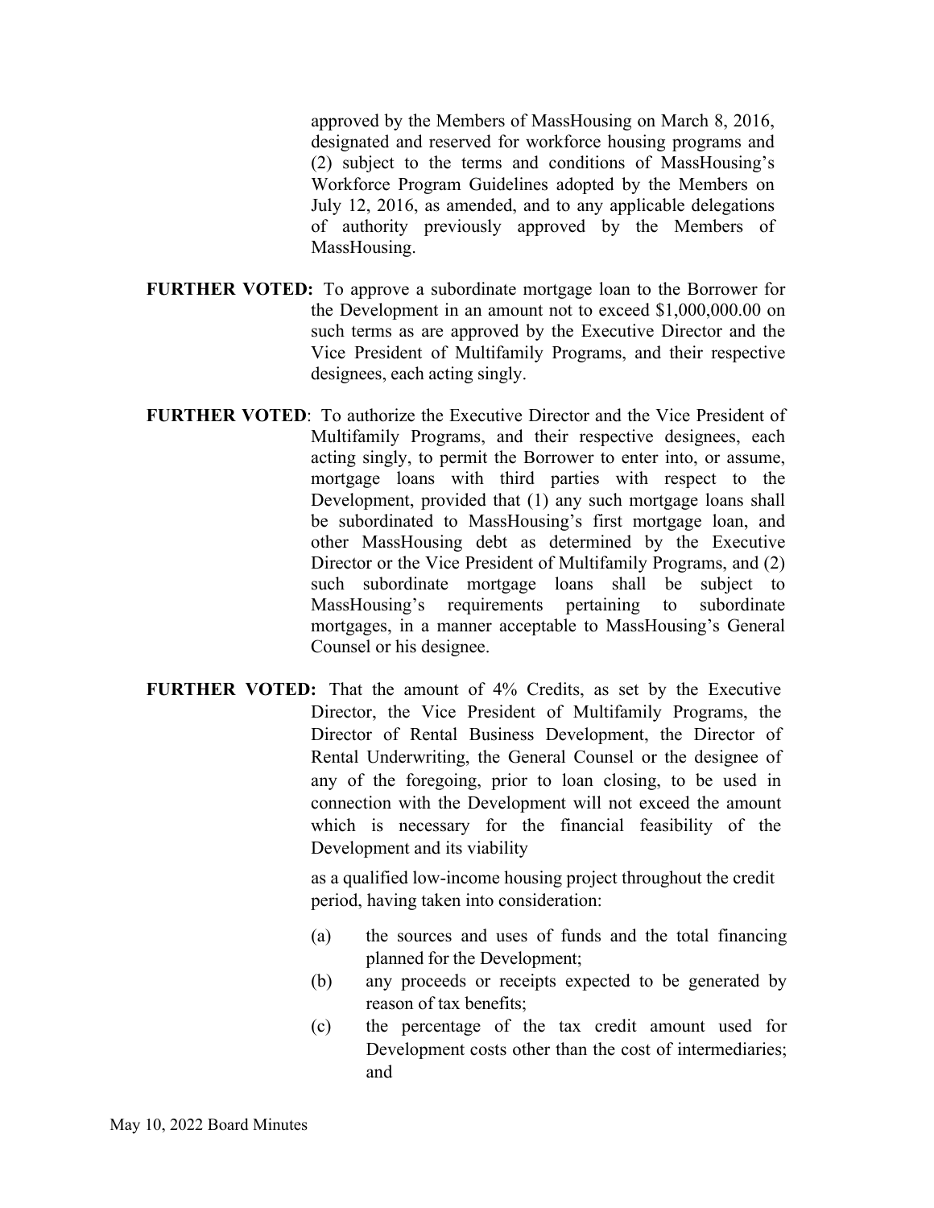approved by the Members of MassHousing on March 8, 2016, designated and reserved for workforce housing programs and (2) subject to the terms and conditions of MassHousing's Workforce Program Guidelines adopted by the Members on July 12, 2016, as amended, and to any applicable delegations of authority previously approved by the Members of MassHousing.

**FURTHER VOTED:** To approve a subordinate mortgage loan to the Borrower for the Development in an amount not to exceed $1,000,000.00 on such terms as are approved by the Executive Director and the Vice President of Multifamily Programs, and their respective designees, each acting singly.

**FURTHER VOTED**: To authorize the Executive Director and the Vice President of Multifamily Programs, and their respective designees, each acting singly, to permit the Borrower to enter into, or assume, mortgage loans with third parties with respect to the Development, provided that (1) any such mortgage loans shall be subordinated to MassHousing's first mortgage loan, and other MassHousing debt as determined by the Executive Director or the Vice President of Multifamily Programs, and (2) such subordinate mortgage loans shall be subject to MassHousing's requirements pertaining to subordinate mortgages, in a manner acceptable to MassHousing's General Counsel or his designee.

**FURTHER VOTED:** That the amount of 4% Credits, as set by the Executive Director, the Vice President of Multifamily Programs, the Director of Rental Business Development, the Director of Rental Underwriting, the General Counsel or the designee of any of the foregoing, prior to loan closing, to be used in connection with the Development will not exceed the amount which is necessary for the financial feasibility of the Development and its viability as a qualified low-income housing project throughout the credit period, having taken into consideration:

(a) the sources and uses of funds and the total financing planned for the Development;

(b) any proceeds or receipts expected to be generated by reason of tax benefits;

(c) the percentage of the tax credit amount used for Development costs other than the cost of intermediaries; and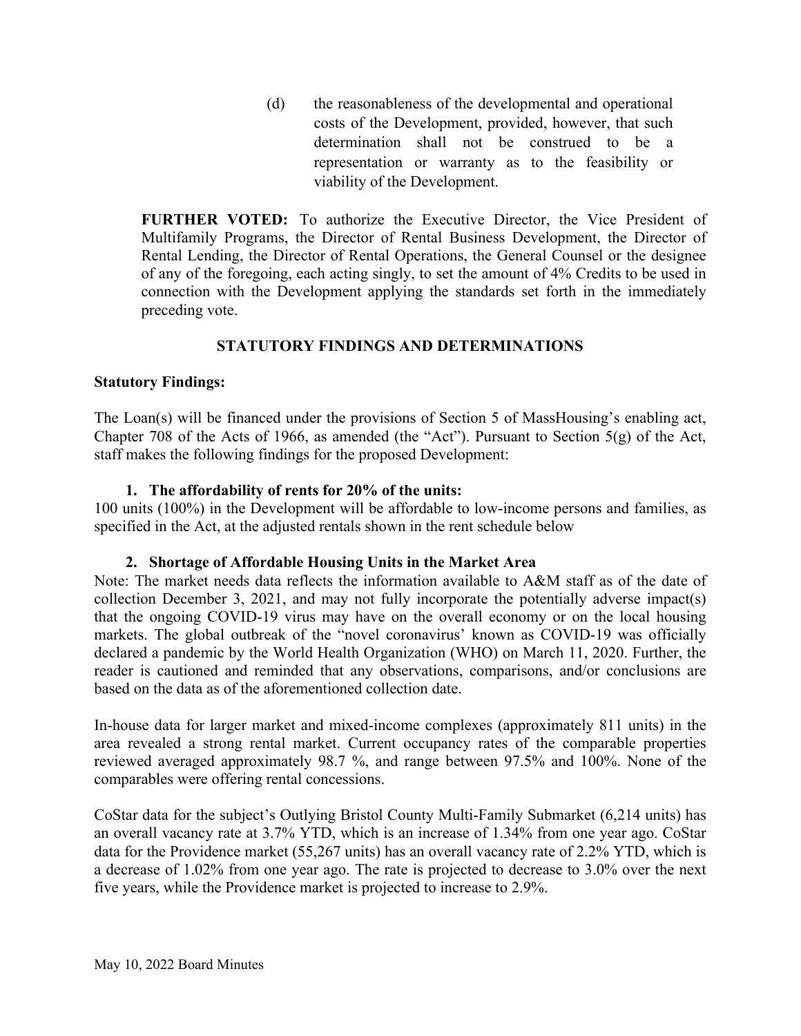(d) the reasonableness of the developmental and operational costs of the Development, provided, however, that such determination shall not be construed to be a representation or warranty as to the feasibility or viability of the Development.

**FURTHER VOTED:** To authorize the Executive Director, the Vice President of Multifamily Programs, the Director of Rental Business Development, the Director of Rental Lending, the Director of Rental Operations, the General Counsel or the designee of any of the foregoing, each acting singly, to set the amount of 4% Credits to be used in connection with the Development applying the standards set forth in the immediately preceding vote.

## STATUTORY FINDINGS AND DETERMINATIONS

**Statutory Findings:**

The Loan(s) will be financed under the provisions of Section 5 of MassHousing's enabling act, Chapter 708 of the Acts of 1966, as amended (the "Act"). Pursuant to Section 5(g) of the Act, staff makes the following findings for the proposed Development:

1. **The affordability of rents for 20% of the units:**

100 units (100%) in the Development will be affordable to low-income persons and families, as specified in the Act, at the adjusted rentals shown in the rent schedule below

2. **Shortage of Affordable Housing Units in the Market Area**

Note: The market needs data reflects the information available to A&M staff as of the date of collection December 3, 2021, and may not fully incorporate the potentially adverse impact(s) that the ongoing COVID-19 virus may have on the overall economy or on the local housing markets. The global outbreak of the "novel coronavirus' known as COVID-19 was officially declared a pandemic by the World Health Organization (WHO) on March 11, 2020. Further, the reader is cautioned and reminded that any observations, comparisons, and/or conclusions are based on the data as of the aforementioned collection date.

In-house data for larger market and mixed-income complexes (approximately 811 units) in the area revealed a strong rental market. Current occupancy rates of the comparable properties reviewed averaged approximately 98.7 %, and range between 97.5% and 100%. None of the comparables were offering rental concessions.

CoStar data for the subject's Outlying Bristol County Multi-Family Submarket (6,214 units) has an overall vacancy rate at 3.7% YTD, which is an increase of 1.34% from one year ago. CoStar data for the Providence market (55,267 units) has an overall vacancy rate of 2.2% YTD, which is a decrease of 1.02% from one year ago. The rate is projected to decrease to 3.0% over the next five years, while the Providence market is projected to increase to 2.9%.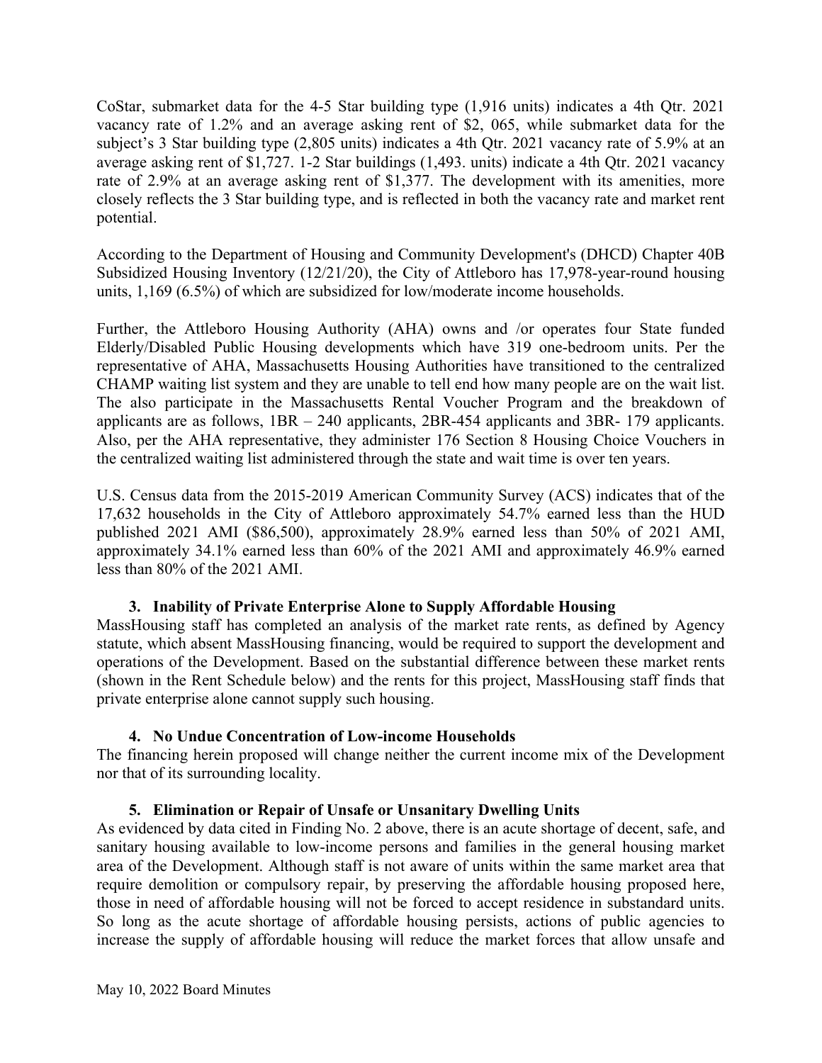CoStar, submarket data for the 4-5 Star building type (1,916 units) indicates a 4th Qtr. 2021 vacancy rate of 1.2% and an average asking rent of $2, 065, while submarket data for the subject's 3 Star building type (2,805 units) indicates a 4th Qtr. 2021 vacancy rate of 5.9% at an average asking rent of $1,727. 1-2 Star buildings (1,493. units) indicate a 4th Qtr. 2021 vacancy rate of 2.9% at an average asking rent of $1,377. The development with its amenities, more closely reflects the 3 Star building type, and is reflected in both the vacancy rate and market rent potential.

According to the Department of Housing and Community Development's (DHCD) Chapter 40B Subsidized Housing Inventory (12/21/20), the City of Attleboro has 17,978-year-round housing units, 1,169 (6.5%) of which are subsidized for low/moderate income households.

Further, the Attleboro Housing Authority (AHA) owns and /or operates four State funded Elderly/Disabled Public Housing developments which have 319 one-bedroom units. Per the representative of AHA, Massachusetts Housing Authorities have transitioned to the centralized CHAMP waiting list system and they are unable to tell end how many people are on the wait list. The also participate in the Massachusetts Rental Voucher Program and the breakdown of applicants are as follows, 1BR – 240 applicants, 2BR-454 applicants and 3BR- 179 applicants. Also, per the AHA representative, they administer 176 Section 8 Housing Choice Vouchers in the centralized waiting list administered through the state and wait time is over ten years.

U.S. Census data from the 2015-2019 American Community Survey (ACS) indicates that of the 17,632 households in the City of Attleboro approximately 54.7% earned less than the HUD published 2021 AMI ($86,500), approximately 28.9% earned less than 50% of 2021 AMI, approximately 34.1% earned less than 60% of the 2021 AMI and approximately 46.9% earned less than 80% of the 2021 AMI.

### 3. Inability of Private Enterprise Alone to Supply Affordable Housing

MassHousing staff has completed an analysis of the market rate rents, as defined by Agency statute, which absent MassHousing financing, would be required to support the development and operations of the Development. Based on the substantial difference between these market rents (shown in the Rent Schedule below) and the rents for this project, MassHousing staff finds that private enterprise alone cannot supply such housing.

### 4. No Undue Concentration of Low-income Households

The financing herein proposed will change neither the current income mix of the Development nor that of its surrounding locality.

### 5. Elimination or Repair of Unsafe or Unsanitary Dwelling Units

As evidenced by data cited in Finding No. 2 above, there is an acute shortage of decent, safe, and sanitary housing available to low-income persons and families in the general housing market area of the Development. Although staff is not aware of units within the same market area that require demolition or compulsory repair, by preserving the affordable housing proposed here, those in need of affordable housing will not be forced to accept residence in substandard units. So long as the acute shortage of affordable housing persists, actions of public agencies to increase the supply of affordable housing will reduce the market forces that allow unsafe and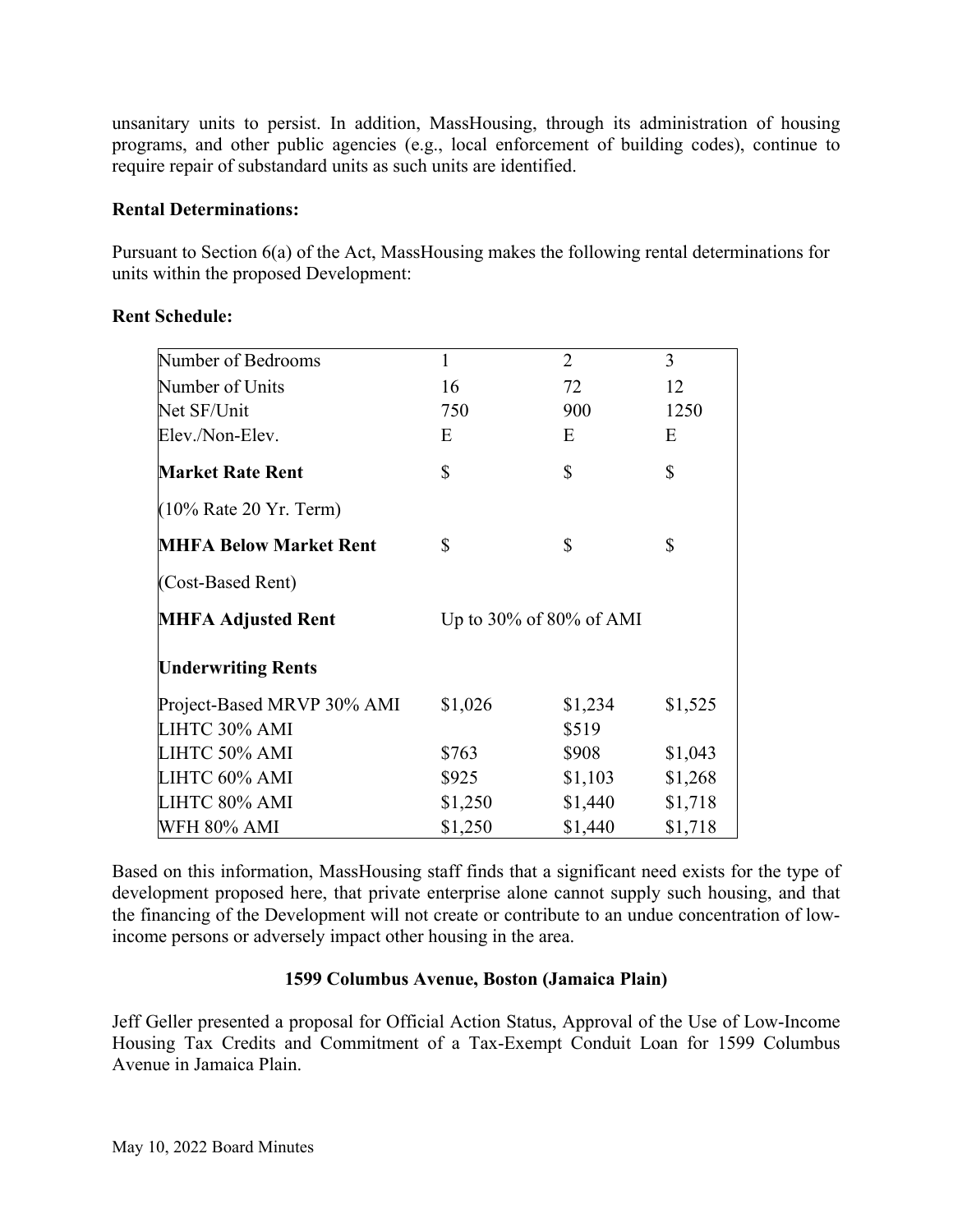unsanitary units to persist. In addition, MassHousing, through its administration of housing programs, and other public agencies (e.g., local enforcement of building codes), continue to require repair of substandard units as such units are identified.

**Rental Determinations:**

Pursuant to Section 6(a) of the Act, MassHousing makes the following rental determinations for units within the proposed Development:

**Rent Schedule:**

| Number of Bedrooms | 1 | 2 | 3 |
|---|---|---|---|
| Number of Units | 16 | 72 | 12 |
| Net SF/Unit | 750 | 900 | 1250 |
| Elev./Non-Elev. | E | E | E |
| **Market Rate Rent** | $ | $ | $ |
| (10% Rate 20 Yr. Term) | | | |
| **MHFA Below Market Rent** | $ | $ | $ |
| (Cost-Based Rent) | | | |
| **MHFA Adjusted Rent** | Up to 30% of 80% of AMI | | |
| **Underwriting Rents** | | | |
| Project-Based MRVP 30% AMI | $1,026 | $1,234 | $1,525 |
| LIHTC 30% AMI | | $519 | |
| LIHTC 50% AMI | $763 | $908 | $1,043 |
| LIHTC 60% AMI | $925 | $1,103 | $1,268 |
| LIHTC 80% AMI | $1,250 | $1,440 | $1,718 |
| WFH 80% AMI | $1,250 | $1,440 | $1,718 |

Based on this information, MassHousing staff finds that a significant need exists for the type of development proposed here, that private enterprise alone cannot supply such housing, and that the financing of the Development will not create or contribute to an undue concentration of low-income persons or adversely impact other housing in the area.

### 1599 Columbus Avenue, Boston (Jamaica Plain)

Jeff Geller presented a proposal for Official Action Status, Approval of the Use of Low-Income Housing Tax Credits and Commitment of a Tax-Exempt Conduit Loan for 1599 Columbus Avenue in Jamaica Plain.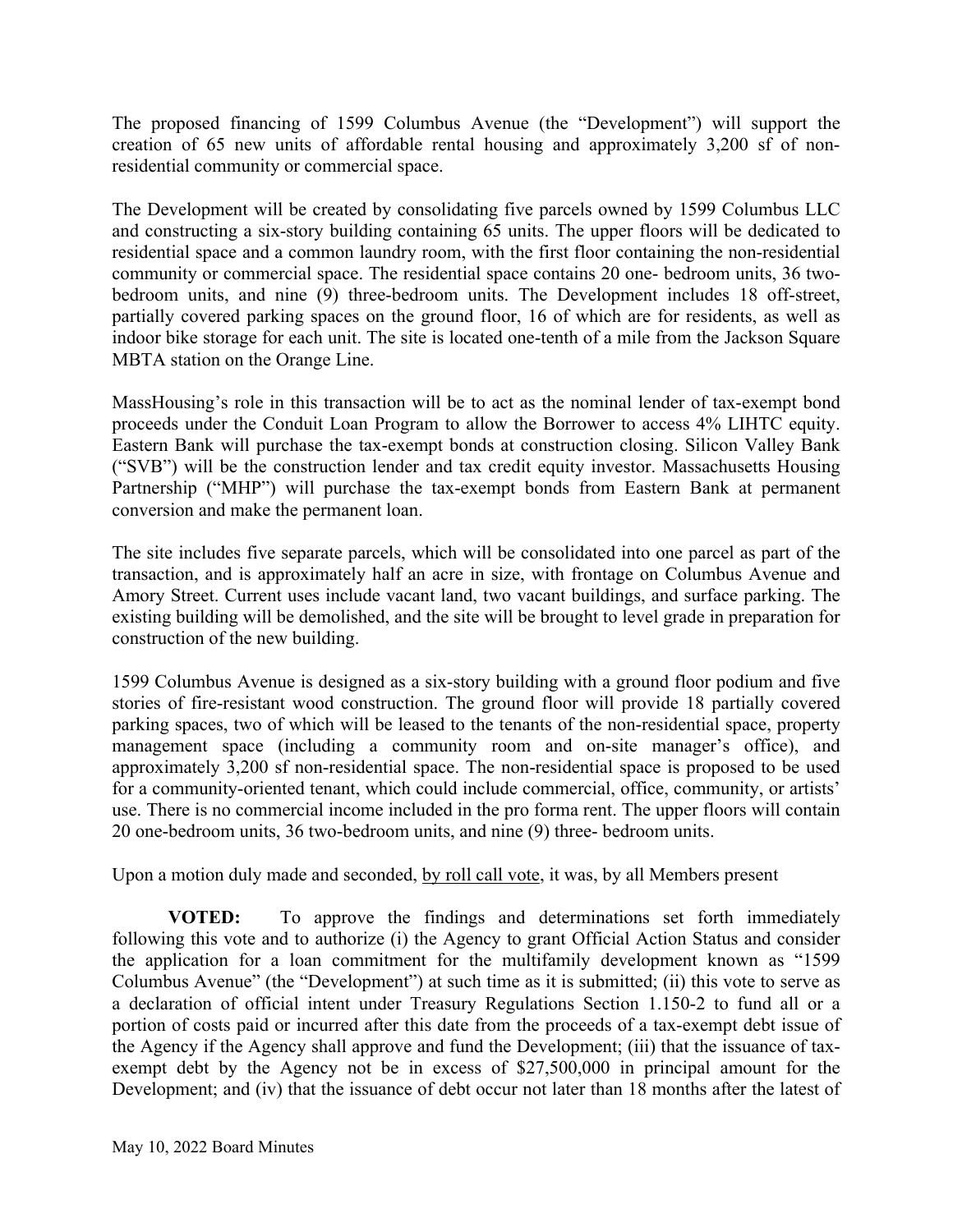The proposed financing of 1599 Columbus Avenue (the "Development") will support the creation of 65 new units of affordable rental housing and approximately 3,200 sf of non-residential community or commercial space.

The Development will be created by consolidating five parcels owned by 1599 Columbus LLC and constructing a six-story building containing 65 units. The upper floors will be dedicated to residential space and a common laundry room, with the first floor containing the non-residential community or commercial space. The residential space contains 20 one- bedroom units, 36 two-bedroom units, and nine (9) three-bedroom units. The Development includes 18 off-street, partially covered parking spaces on the ground floor, 16 of which are for residents, as well as indoor bike storage for each unit. The site is located one-tenth of a mile from the Jackson Square MBTA station on the Orange Line.

MassHousing's role in this transaction will be to act as the nominal lender of tax-exempt bond proceeds under the Conduit Loan Program to allow the Borrower to access 4% LIHTC equity. Eastern Bank will purchase the tax-exempt bonds at construction closing. Silicon Valley Bank ("SVB") will be the construction lender and tax credit equity investor. Massachusetts Housing Partnership ("MHP") will purchase the tax-exempt bonds from Eastern Bank at permanent conversion and make the permanent loan.

The site includes five separate parcels, which will be consolidated into one parcel as part of the transaction, and is approximately half an acre in size, with frontage on Columbus Avenue and Amory Street. Current uses include vacant land, two vacant buildings, and surface parking. The existing building will be demolished, and the site will be brought to level grade in preparation for construction of the new building.

1599 Columbus Avenue is designed as a six-story building with a ground floor podium and five stories of fire-resistant wood construction. The ground floor will provide 18 partially covered parking spaces, two of which will be leased to the tenants of the non-residential space, property management space (including a community room and on-site manager's office), and approximately 3,200 sf non-residential space. The non-residential space is proposed to be used for a community-oriented tenant, which could include commercial, office, community, or artists' use. There is no commercial income included in the pro forma rent. The upper floors will contain 20 one-bedroom units, 36 two-bedroom units, and nine (9) three- bedroom units.

Upon a motion duly made and seconded, by roll call vote, it was, by all Members present

**VOTED:** To approve the findings and determinations set forth immediately following this vote and to authorize (i) the Agency to grant Official Action Status and consider the application for a loan commitment for the multifamily development known as "1599 Columbus Avenue" (the "Development") at such time as it is submitted; (ii) this vote to serve as a declaration of official intent under Treasury Regulations Section 1.150-2 to fund all or a portion of costs paid or incurred after this date from the proceeds of a tax-exempt debt issue of the Agency if the Agency shall approve and fund the Development; (iii) that the issuance of tax-exempt debt by the Agency not be in excess of $27,500,000 in principal amount for the Development; and (iv) that the issuance of debt occur not later than 18 months after the latest of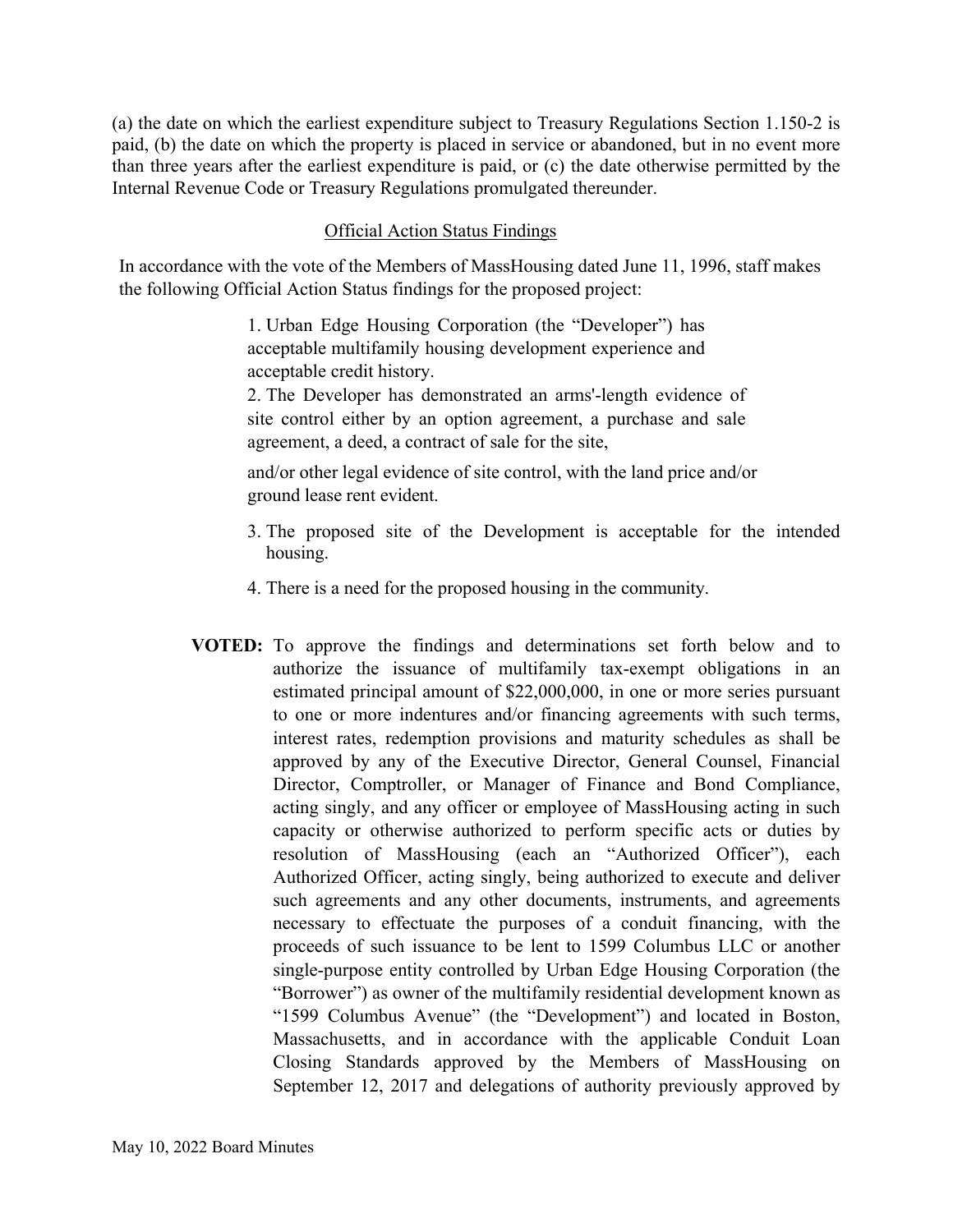(a) the date on which the earliest expenditure subject to Treasury Regulations Section 1.150-2 is paid, (b) the date on which the property is placed in service or abandoned, but in no event more than three years after the earliest expenditure is paid, or (c) the date otherwise permitted by the Internal Revenue Code or Treasury Regulations promulgated thereunder.

Official Action Status Findings

In accordance with the vote of the Members of MassHousing dated June 11, 1996, staff makes the following Official Action Status findings for the proposed project:

1. Urban Edge Housing Corporation (the "Developer") has acceptable multifamily housing development experience and acceptable credit history.
2. The Developer has demonstrated an arms'-length evidence of site control either by an option agreement, a purchase and sale agreement, a deed, a contract of sale for the site, and/or other legal evidence of site control, with the land price and/or ground lease rent evident.
3. The proposed site of the Development is acceptable for the intended housing.
4. There is a need for the proposed housing in the community.

**VOTED:** To approve the findings and determinations set forth below and to authorize the issuance of multifamily tax-exempt obligations in an estimated principal amount of $22,000,000, in one or more series pursuant to one or more indentures and/or financing agreements with such terms, interest rates, redemption provisions and maturity schedules as shall be approved by any of the Executive Director, General Counsel, Financial Director, Comptroller, or Manager of Finance and Bond Compliance, acting singly, and any officer or employee of MassHousing acting in such capacity or otherwise authorized to perform specific acts or duties by resolution of MassHousing (each an "Authorized Officer"), each Authorized Officer, acting singly, being authorized to execute and deliver such agreements and any other documents, instruments, and agreements necessary to effectuate the purposes of a conduit financing, with the proceeds of such issuance to be lent to 1599 Columbus LLC or another single-purpose entity controlled by Urban Edge Housing Corporation (the "Borrower") as owner of the multifamily residential development known as "1599 Columbus Avenue" (the "Development") and located in Boston, Massachusetts, and in accordance with the applicable Conduit Loan Closing Standards approved by the Members of MassHousing on September 12, 2017 and delegations of authority previously approved by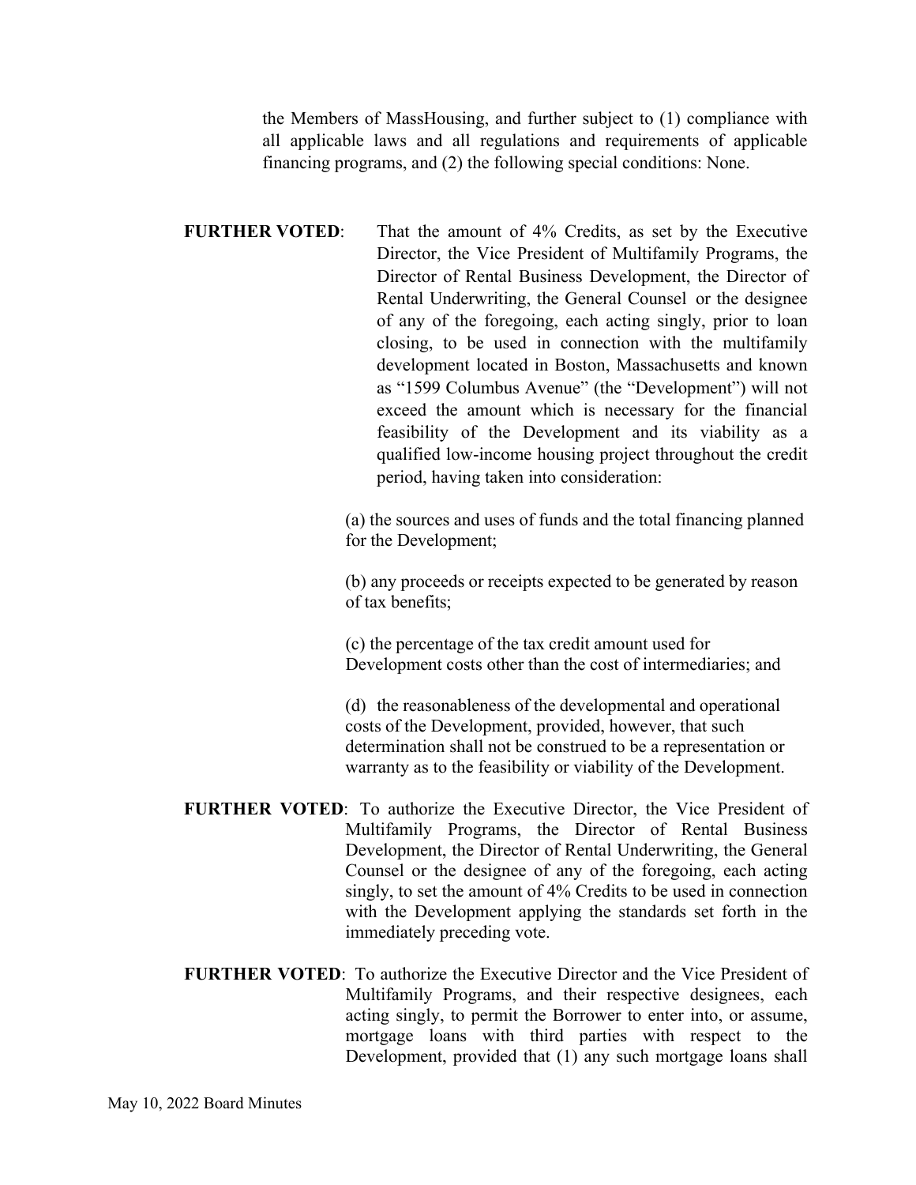the Members of MassHousing, and further subject to (1) compliance with all applicable laws and all regulations and requirements of applicable financing programs, and (2) the following special conditions: None.

**FURTHER VOTED**: That the amount of 4% Credits, as set by the Executive Director, the Vice President of Multifamily Programs, the Director of Rental Business Development, the Director of Rental Underwriting, the General Counsel or the designee of any of the foregoing, each acting singly, prior to loan closing, to be used in connection with the multifamily development located in Boston, Massachusetts and known as "1599 Columbus Avenue" (the "Development") will not exceed the amount which is necessary for the financial feasibility of the Development and its viability as a qualified low-income housing project throughout the credit period, having taken into consideration:

(a) the sources and uses of funds and the total financing planned for the Development;

(b) any proceeds or receipts expected to be generated by reason of tax benefits;

(c) the percentage of the tax credit amount used for Development costs other than the cost of intermediaries; and

(d) the reasonableness of the developmental and operational costs of the Development, provided, however, that such determination shall not be construed to be a representation or warranty as to the feasibility or viability of the Development.

**FURTHER VOTED**: To authorize the Executive Director, the Vice President of Multifamily Programs, the Director of Rental Business Development, the Director of Rental Underwriting, the General Counsel or the designee of any of the foregoing, each acting singly, to set the amount of 4% Credits to be used in connection with the Development applying the standards set forth in the immediately preceding vote.

**FURTHER VOTED**: To authorize the Executive Director and the Vice President of Multifamily Programs, and their respective designees, each acting singly, to permit the Borrower to enter into, or assume, mortgage loans with third parties with respect to the Development, provided that (1) any such mortgage loans shall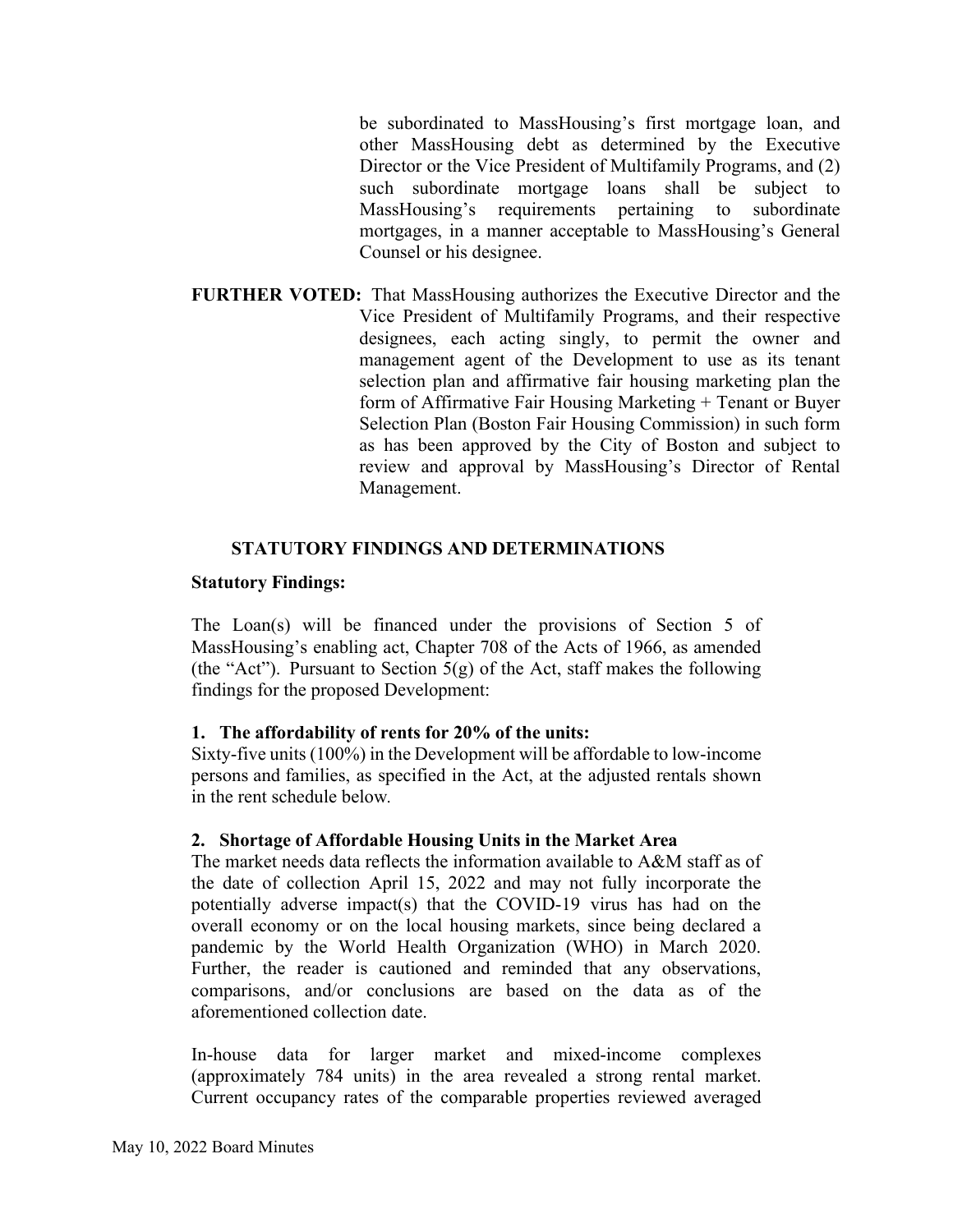be subordinated to MassHousing's first mortgage loan, and other MassHousing debt as determined by the Executive Director or the Vice President of Multifamily Programs, and (2) such subordinate mortgage loans shall be subject to MassHousing's requirements pertaining to subordinate mortgages, in a manner acceptable to MassHousing's General Counsel or his designee.

**FURTHER VOTED:** That MassHousing authorizes the Executive Director and the Vice President of Multifamily Programs, and their respective designees, each acting singly, to permit the owner and management agent of the Development to use as its tenant selection plan and affirmative fair housing marketing plan the form of Affirmative Fair Housing Marketing + Tenant or Buyer Selection Plan (Boston Fair Housing Commission) in such form as has been approved by the City of Boston and subject to review and approval by MassHousing's Director of Rental Management.

## STATUTORY FINDINGS AND DETERMINATIONS

**Statutory Findings:**

The Loan(s) will be financed under the provisions of Section 5 of MassHousing's enabling act, Chapter 708 of the Acts of 1966, as amended (the "Act"). Pursuant to Section 5(g) of the Act, staff makes the following findings for the proposed Development:

**1. The affordability of rents for 20% of the units:**
Sixty-five units (100%) in the Development will be affordable to low-income persons and families, as specified in the Act, at the adjusted rentals shown in the rent schedule below.

**2. Shortage of Affordable Housing Units in the Market Area**
The market needs data reflects the information available to A&M staff as of the date of collection April 15, 2022 and may not fully incorporate the potentially adverse impact(s) that the COVID-19 virus has had on the overall economy or on the local housing markets, since being declared a pandemic by the World Health Organization (WHO) in March 2020. Further, the reader is cautioned and reminded that any observations, comparisons, and/or conclusions are based on the data as of the aforementioned collection date.

In-house data for larger market and mixed-income complexes (approximately 784 units) in the area revealed a strong rental market. Current occupancy rates of the comparable properties reviewed averaged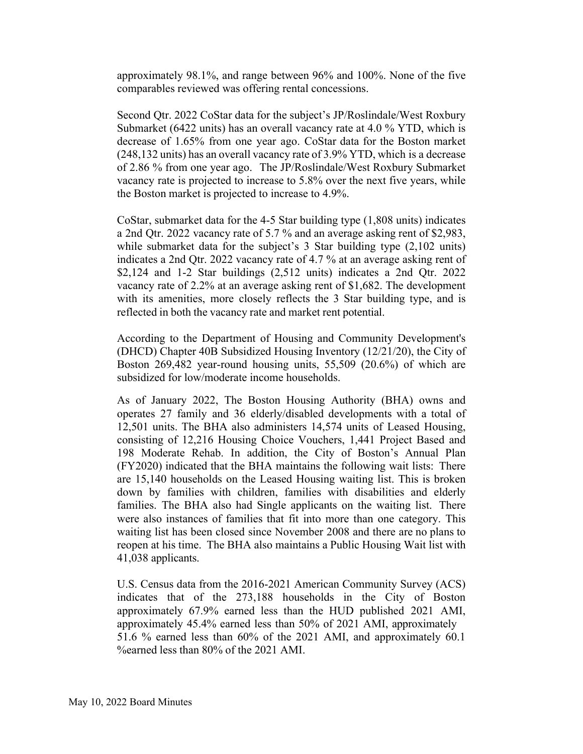approximately 98.1%, and range between 96% and 100%. None of the five comparables reviewed was offering rental concessions.

Second Qtr. 2022 CoStar data for the subject's JP/Roslindale/West Roxbury Submarket (6422 units) has an overall vacancy rate at 4.0 % YTD, which is decrease of 1.65% from one year ago. CoStar data for the Boston market (248,132 units) has an overall vacancy rate of 3.9% YTD, which is a decrease of 2.86 % from one year ago. The JP/Roslindale/West Roxbury Submarket vacancy rate is projected to increase to 5.8% over the next five years, while the Boston market is projected to increase to 4.9%.

CoStar, submarket data for the 4-5 Star building type (1,808 units) indicates a 2nd Qtr. 2022 vacancy rate of 5.7 % and an average asking rent of $2,983, while submarket data for the subject's 3 Star building type (2,102 units) indicates a 2nd Qtr. 2022 vacancy rate of 4.7 % at an average asking rent of $2,124 and 1-2 Star buildings (2,512 units) indicates a 2nd Qtr. 2022 vacancy rate of 2.2% at an average asking rent of $1,682. The development with its amenities, more closely reflects the 3 Star building type, and is reflected in both the vacancy rate and market rent potential.

According to the Department of Housing and Community Development's (DHCD) Chapter 40B Subsidized Housing Inventory (12/21/20), the City of Boston 269,482 year-round housing units, 55,509 (20.6%) of which are subsidized for low/moderate income households.

As of January 2022, The Boston Housing Authority (BHA) owns and operates 27 family and 36 elderly/disabled developments with a total of 12,501 units. The BHA also administers 14,574 units of Leased Housing, consisting of 12,216 Housing Choice Vouchers, 1,441 Project Based and 198 Moderate Rehab. In addition, the City of Boston's Annual Plan (FY2020) indicated that the BHA maintains the following wait lists: There are 15,140 households on the Leased Housing waiting list. This is broken down by families with children, families with disabilities and elderly families. The BHA also had Single applicants on the waiting list. There were also instances of families that fit into more than one category. This waiting list has been closed since November 2008 and there are no plans to reopen at his time. The BHA also maintains a Public Housing Wait list with 41,038 applicants.

U.S. Census data from the 2016-2021 American Community Survey (ACS) indicates that of the 273,188 households in the City of Boston approximately 67.9% earned less than the HUD published 2021 AMI, approximately 45.4% earned less than 50% of 2021 AMI, approximately 51.6 % earned less than 60% of the 2021 AMI, and approximately 60.1 %earned less than 80% of the 2021 AMI.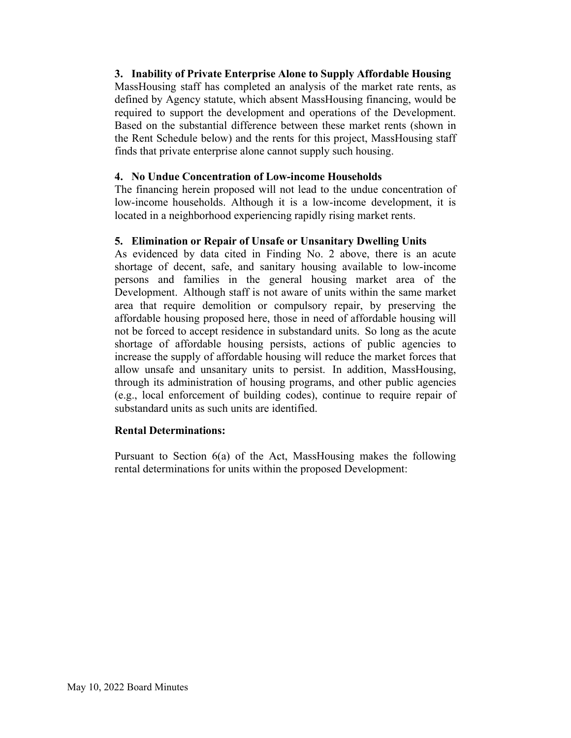**3. Inability of Private Enterprise Alone to Supply Affordable Housing**

MassHousing staff has completed an analysis of the market rate rents, as defined by Agency statute, which absent MassHousing financing, would be required to support the development and operations of the Development. Based on the substantial difference between these market rents (shown in the Rent Schedule below) and the rents for this project, MassHousing staff finds that private enterprise alone cannot supply such housing.

**4. No Undue Concentration of Low-income Households**

The financing herein proposed will not lead to the undue concentration of low-income households. Although it is a low-income development, it is located in a neighborhood experiencing rapidly rising market rents.

**5. Elimination or Repair of Unsafe or Unsanitary Dwelling Units**

As evidenced by data cited in Finding No. 2 above, there is an acute shortage of decent, safe, and sanitary housing available to low-income persons and families in the general housing market area of the Development. Although staff is not aware of units within the same market area that require demolition or compulsory repair, by preserving the affordable housing proposed here, those in need of affordable housing will not be forced to accept residence in substandard units. So long as the acute shortage of affordable housing persists, actions of public agencies to increase the supply of affordable housing will reduce the market forces that allow unsafe and unsanitary units to persist. In addition, MassHousing, through its administration of housing programs, and other public agencies (e.g., local enforcement of building codes), continue to require repair of substandard units as such units are identified.

**Rental Determinations:**

Pursuant to Section 6(a) of the Act, MassHousing makes the following rental determinations for units within the proposed Development: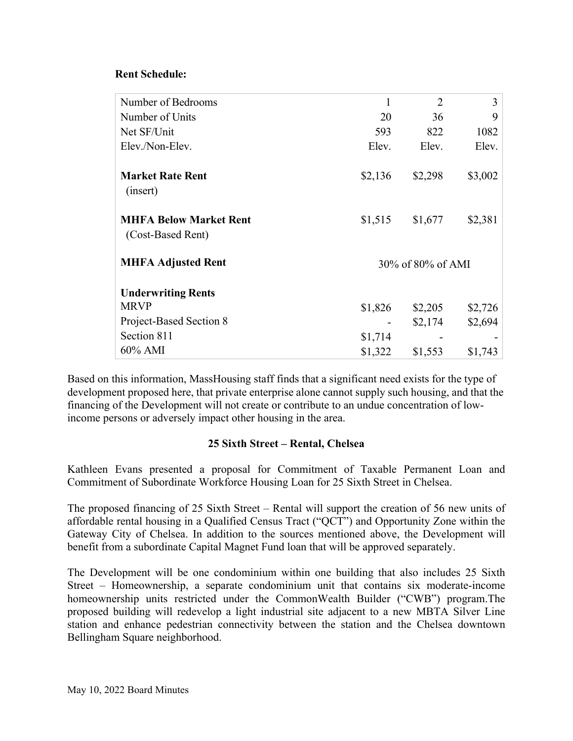**Rent Schedule:**

| Number of Bedrooms | 1 | 2 | 3 |
|---|---|---|---|
| Number of Units | 20 | 36 | 9 |
| Net SF/Unit | 593 | 822 | 1082 |
| Elev./Non-Elev. | Elev. | Elev. | Elev. |
| **Market Rate Rent** (insert) | $2,136 | $2,298 | $3,002 |
| **MHFA Below Market Rent** (Cost-Based Rent) | $1,515 | $1,677 | $2,381 |
| **MHFA Adjusted Rent** | 30% of 80% of AMI | | |
| **Underwriting Rents** | | | |
| MRVP | $1,826 | $2,205 | $2,726 |
| Project-Based Section 8 | - | $2,174 | $2,694 |
| Section 811 | $1,714 | - | - |
| 60% AMI | $1,322 | $1,553 | $1,743 |

Based on this information, MassHousing staff finds that a significant need exists for the type of development proposed here, that private enterprise alone cannot supply such housing, and that the financing of the Development will not create or contribute to an undue concentration of low-income persons or adversely impact other housing in the area.

**25 Sixth Street – Rental, Chelsea**

Kathleen Evans presented a proposal for Commitment of Taxable Permanent Loan and Commitment of Subordinate Workforce Housing Loan for 25 Sixth Street in Chelsea.

The proposed financing of 25 Sixth Street – Rental will support the creation of 56 new units of affordable rental housing in a Qualified Census Tract ("QCT") and Opportunity Zone within the Gateway City of Chelsea. In addition to the sources mentioned above, the Development will benefit from a subordinate Capital Magnet Fund loan that will be approved separately.

The Development will be one condominium within one building that also includes 25 Sixth Street – Homeownership, a separate condominium unit that contains six moderate-income homeownership units restricted under the CommonWealth Builder ("CWB") program.The proposed building will redevelop a light industrial site adjacent to a new MBTA Silver Line station and enhance pedestrian connectivity between the station and the Chelsea downtown Bellingham Square neighborhood.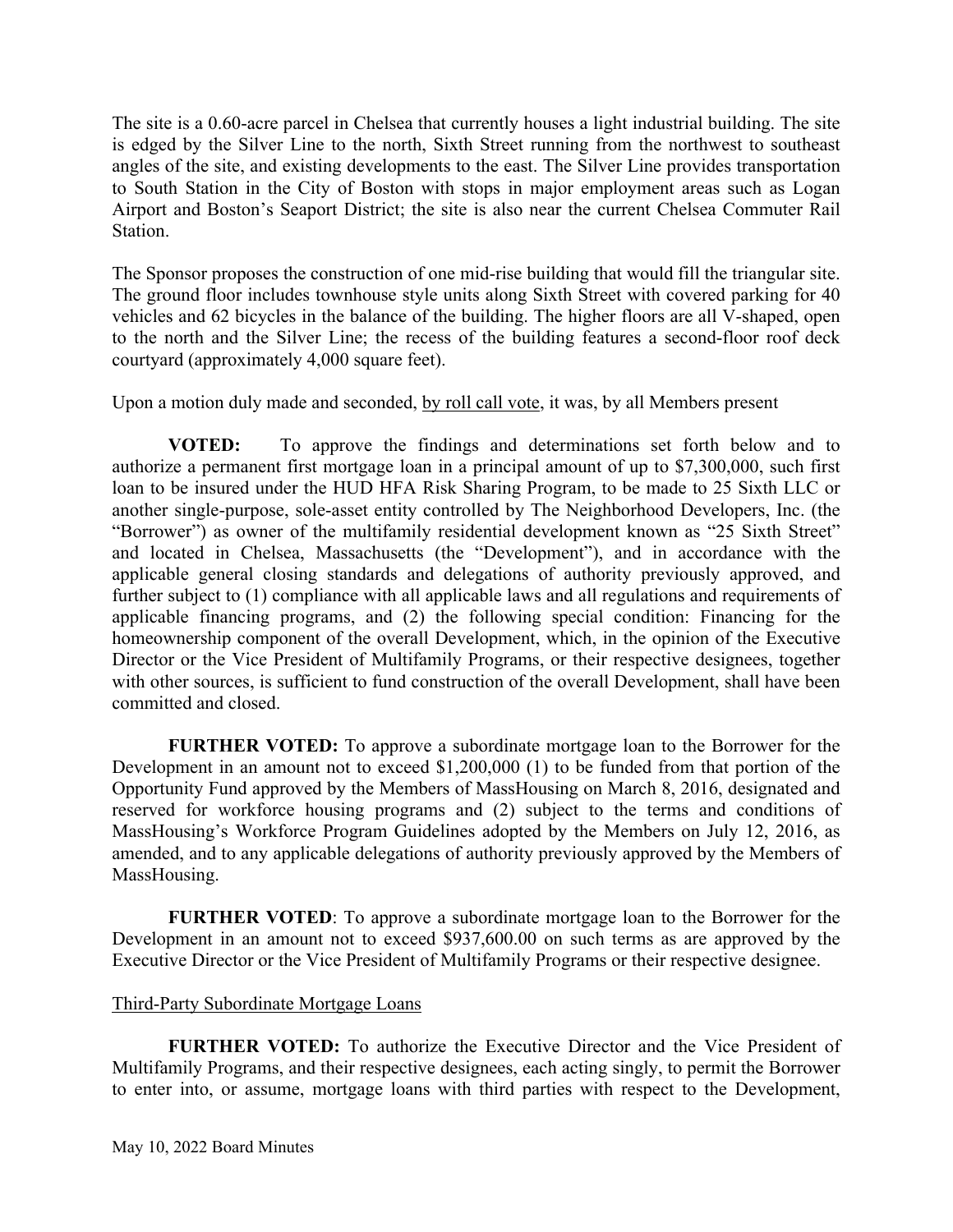The site is a 0.60-acre parcel in Chelsea that currently houses a light industrial building. The site is edged by the Silver Line to the north, Sixth Street running from the northwest to southeast angles of the site, and existing developments to the east. The Silver Line provides transportation to South Station in the City of Boston with stops in major employment areas such as Logan Airport and Boston's Seaport District; the site is also near the current Chelsea Commuter Rail Station.

The Sponsor proposes the construction of one mid-rise building that would fill the triangular site. The ground floor includes townhouse style units along Sixth Street with covered parking for 40 vehicles and 62 bicycles in the balance of the building. The higher floors are all V-shaped, open to the north and the Silver Line; the recess of the building features a second-floor roof deck courtyard (approximately 4,000 square feet).

Upon a motion duly made and seconded, by roll call vote, it was, by all Members present

**VOTED:** To approve the findings and determinations set forth below and to authorize a permanent first mortgage loan in a principal amount of up to $7,300,000, such first loan to be insured under the HUD HFA Risk Sharing Program, to be made to 25 Sixth LLC or another single-purpose, sole-asset entity controlled by The Neighborhood Developers, Inc. (the "Borrower") as owner of the multifamily residential development known as "25 Sixth Street" and located in Chelsea, Massachusetts (the "Development"), and in accordance with the applicable general closing standards and delegations of authority previously approved, and further subject to (1) compliance with all applicable laws and all regulations and requirements of applicable financing programs, and (2) the following special condition: Financing for the homeownership component of the overall Development, which, in the opinion of the Executive Director or the Vice President of Multifamily Programs, or their respective designees, together with other sources, is sufficient to fund construction of the overall Development, shall have been committed and closed.

**FURTHER VOTED:** To approve a subordinate mortgage loan to the Borrower for the Development in an amount not to exceed $1,200,000 (1) to be funded from that portion of the Opportunity Fund approved by the Members of MassHousing on March 8, 2016, designated and reserved for workforce housing programs and (2) subject to the terms and conditions of MassHousing's Workforce Program Guidelines adopted by the Members on July 12, 2016, as amended, and to any applicable delegations of authority previously approved by the Members of MassHousing.

**FURTHER VOTED**: To approve a subordinate mortgage loan to the Borrower for the Development in an amount not to exceed $937,600.00 on such terms as are approved by the Executive Director or the Vice President of Multifamily Programs or their respective designee.

Third-Party Subordinate Mortgage Loans

**FURTHER VOTED:** To authorize the Executive Director and the Vice President of Multifamily Programs, and their respective designees, each acting singly, to permit the Borrower to enter into, or assume, mortgage loans with third parties with respect to the Development,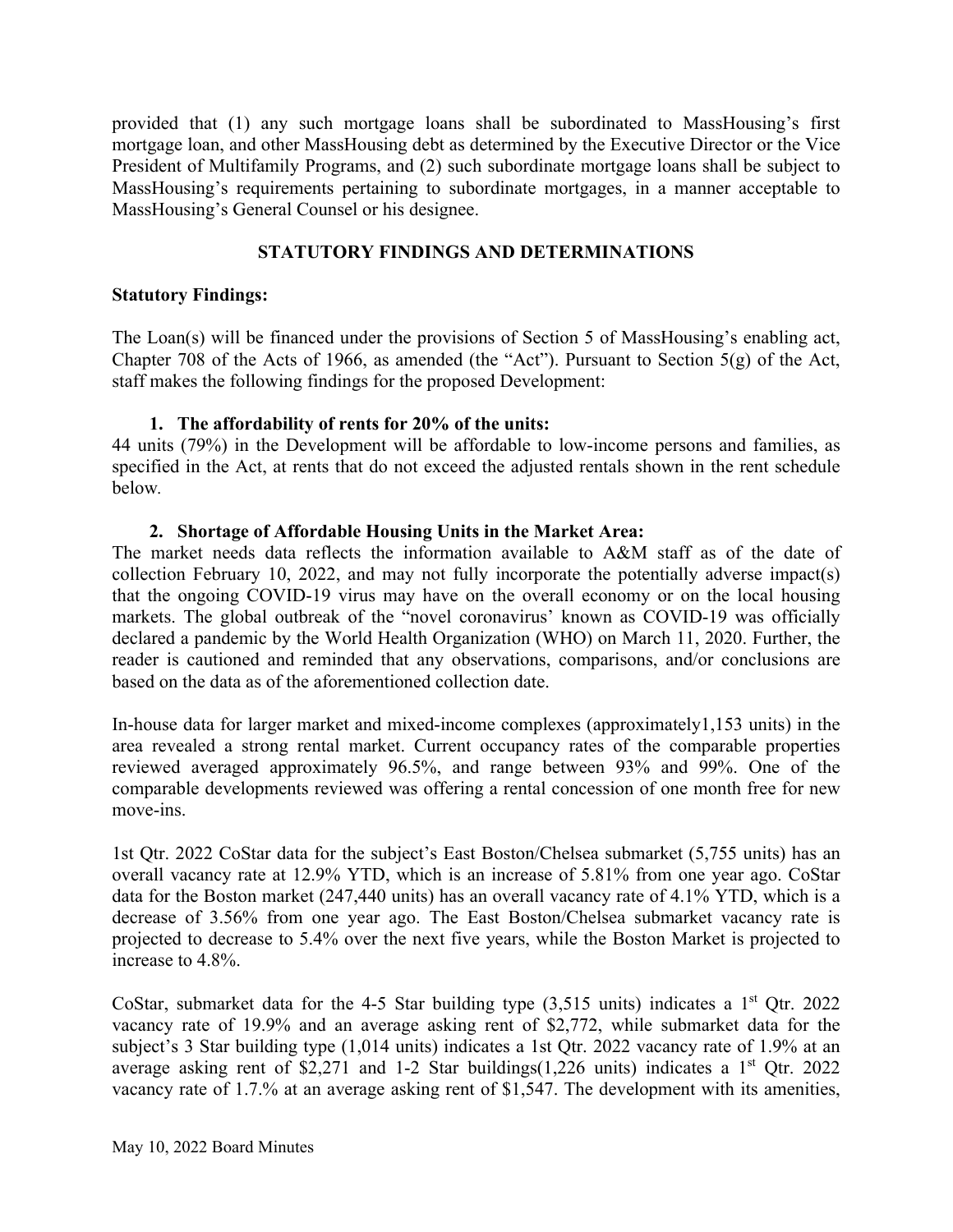provided that (1) any such mortgage loans shall be subordinated to MassHousing's first mortgage loan, and other MassHousing debt as determined by the Executive Director or the Vice President of Multifamily Programs, and (2) such subordinate mortgage loans shall be subject to MassHousing's requirements pertaining to subordinate mortgages, in a manner acceptable to MassHousing's General Counsel or his designee.

## STATUTORY FINDINGS AND DETERMINATIONS

**Statutory Findings:**

The Loan(s) will be financed under the provisions of Section 5 of MassHousing's enabling act, Chapter 708 of the Acts of 1966, as amended (the "Act"). Pursuant to Section 5(g) of the Act, staff makes the following findings for the proposed Development:

**1. The affordability of rents for 20% of the units:**

44 units (79%) in the Development will be affordable to low-income persons and families, as specified in the Act, at rents that do not exceed the adjusted rentals shown in the rent schedule below.

**2. Shortage of Affordable Housing Units in the Market Area:**

The market needs data reflects the information available to A&M staff as of the date of collection February 10, 2022, and may not fully incorporate the potentially adverse impact(s) that the ongoing COVID-19 virus may have on the overall economy or on the local housing markets. The global outbreak of the "novel coronavirus' known as COVID-19 was officially declared a pandemic by the World Health Organization (WHO) on March 11, 2020. Further, the reader is cautioned and reminded that any observations, comparisons, and/or conclusions are based on the data as of the aforementioned collection date.

In-house data for larger market and mixed-income complexes (approximately1,153 units) in the area revealed a strong rental market. Current occupancy rates of the comparable properties reviewed averaged approximately 96.5%, and range between 93% and 99%. One of the comparable developments reviewed was offering a rental concession of one month free for new move-ins.

1st Qtr. 2022 CoStar data for the subject's East Boston/Chelsea submarket (5,755 units) has an overall vacancy rate at 12.9% YTD, which is an increase of 5.81% from one year ago. CoStar data for the Boston market (247,440 units) has an overall vacancy rate of 4.1% YTD, which is a decrease of 3.56% from one year ago. The East Boston/Chelsea submarket vacancy rate is projected to decrease to 5.4% over the next five years, while the Boston Market is projected to increase to 4.8%.

CoStar, submarket data for the 4-5 Star building type (3,515 units) indicates a 1st Qtr. 2022 vacancy rate of 19.9% and an average asking rent of $2,772, while submarket data for the subject's 3 Star building type (1,014 units) indicates a 1st Qtr. 2022 vacancy rate of 1.9% at an average asking rent of $2,271 and 1-2 Star buildings(1,226 units) indicates a 1st Qtr. 2022 vacancy rate of 1.7.% at an average asking rent of $1,547. The development with its amenities,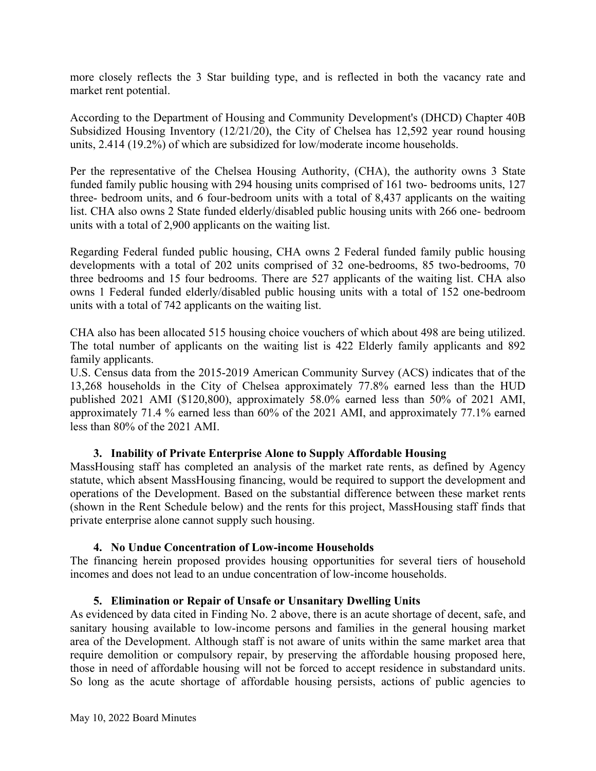more closely reflects the 3 Star building type, and is reflected in both the vacancy rate and market rent potential.

According to the Department of Housing and Community Development's (DHCD) Chapter 40B Subsidized Housing Inventory (12/21/20), the City of Chelsea has 12,592 year round housing units, 2.414 (19.2%) of which are subsidized for low/moderate income households.

Per the representative of the Chelsea Housing Authority, (CHA), the authority owns 3 State funded family public housing with 294 housing units comprised of 161 two- bedrooms units, 127 three- bedroom units, and 6 four-bedroom units with a total of 8,437 applicants on the waiting list. CHA also owns 2 State funded elderly/disabled public housing units with 266 one- bedroom units with a total of 2,900 applicants on the waiting list.

Regarding Federal funded public housing, CHA owns 2 Federal funded family public housing developments with a total of 202 units comprised of 32 one-bedrooms, 85 two-bedrooms, 70 three bedrooms and 15 four bedrooms. There are 527 applicants of the waiting list. CHA also owns 1 Federal funded elderly/disabled public housing units with a total of 152 one-bedroom units with a total of 742 applicants on the waiting list.

CHA also has been allocated 515 housing choice vouchers of which about 498 are being utilized. The total number of applicants on the waiting list is 422 Elderly family applicants and 892 family applicants.
U.S. Census data from the 2015-2019 American Community Survey (ACS) indicates that of the 13,268 households in the City of Chelsea approximately 77.8% earned less than the HUD published 2021 AMI ($120,800), approximately 58.0% earned less than 50% of 2021 AMI, approximately 71.4 % earned less than 60% of the 2021 AMI, and approximately 77.1% earned less than 80% of the 2021 AMI.

**3. Inability of Private Enterprise Alone to Supply Affordable Housing**
MassHousing staff has completed an analysis of the market rate rents, as defined by Agency statute, which absent MassHousing financing, would be required to support the development and operations of the Development. Based on the substantial difference between these market rents (shown in the Rent Schedule below) and the rents for this project, MassHousing staff finds that private enterprise alone cannot supply such housing.

**4. No Undue Concentration of Low-income Households**
The financing herein proposed provides housing opportunities for several tiers of household incomes and does not lead to an undue concentration of low-income households.

**5. Elimination or Repair of Unsafe or Unsanitary Dwelling Units**
As evidenced by data cited in Finding No. 2 above, there is an acute shortage of decent, safe, and sanitary housing available to low-income persons and families in the general housing market area of the Development. Although staff is not aware of units within the same market area that require demolition or compulsory repair, by preserving the affordable housing proposed here, those in need of affordable housing will not be forced to accept residence in substandard units. So long as the acute shortage of affordable housing persists, actions of public agencies to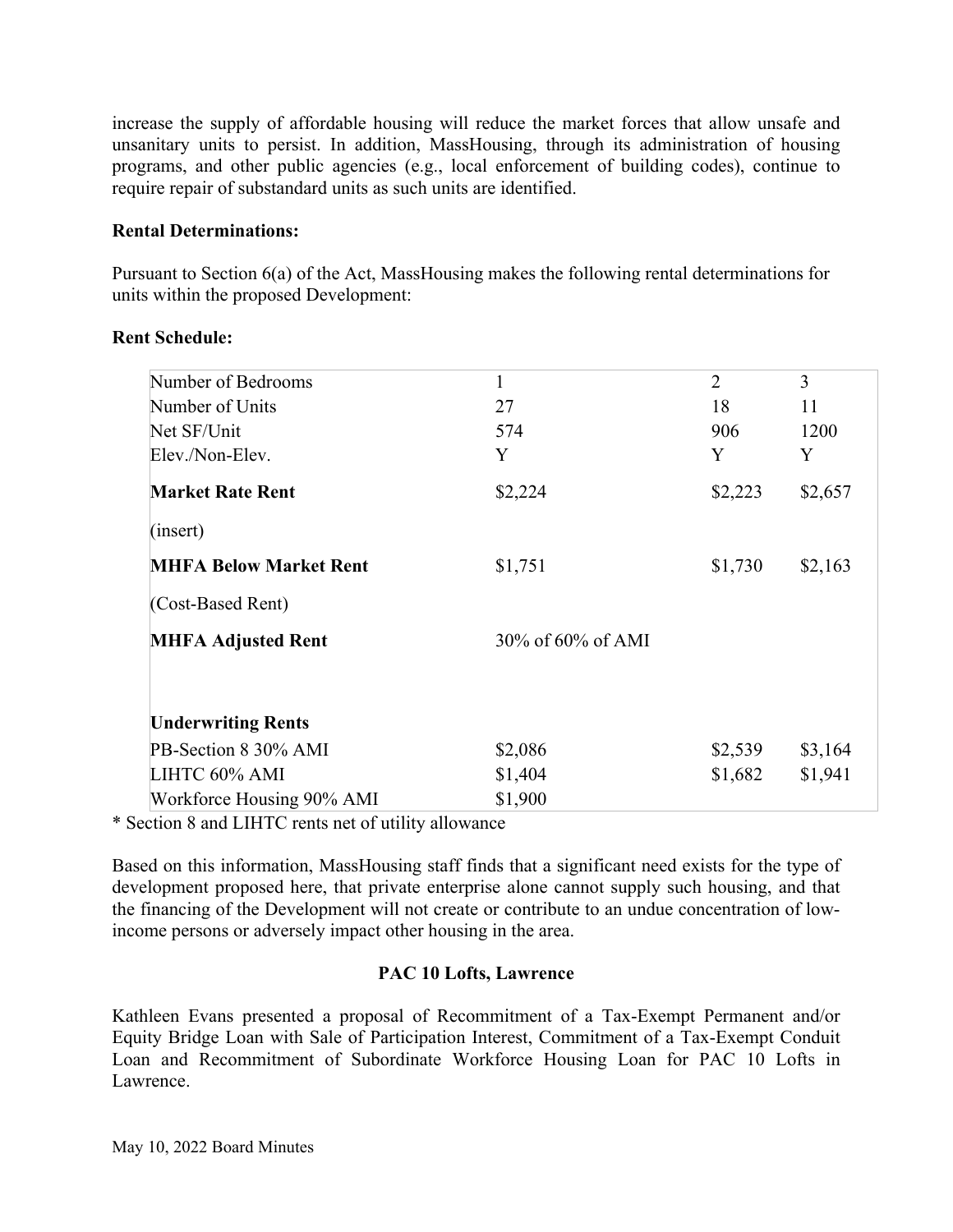increase the supply of affordable housing will reduce the market forces that allow unsafe and unsanitary units to persist. In addition, MassHousing, through its administration of housing programs, and other public agencies (e.g., local enforcement of building codes), continue to require repair of substandard units as such units are identified.

**Rental Determinations:**

Pursuant to Section 6(a) of the Act, MassHousing makes the following rental determinations for units within the proposed Development:

**Rent Schedule:**

| Number of Bedrooms | 1 | 2 | 3 |
|---|---|---|---|
| Number of Units | 27 | 18 | 11 |
| Net SF/Unit | 574 | 906 | 1200 |
| Elev./Non-Elev. | Y | Y | Y |
| **Market Rate Rent** | $2,224 | $2,223 | $2,657 |
| (insert) | | | |
| **MHFA Below Market Rent** | $1,751 | $1,730 | $2,163 |
| (Cost-Based Rent) | | | |
| **MHFA Adjusted Rent** | 30% of 60% of AMI | | |
| **Underwriting Rents** | | | |
| PB-Section 8 30% AMI | $2,086 | $2,539 | $3,164 |
| LIHTC 60% AMI | $1,404 | $1,682 | $1,941 |
| Workforce Housing 90% AMI | $1,900 | | |

* Section 8 and LIHTC rents net of utility allowance

Based on this information, MassHousing staff finds that a significant need exists for the type of development proposed here, that private enterprise alone cannot supply such housing, and that the financing of the Development will not create or contribute to an undue concentration of low-income persons or adversely impact other housing in the area.

**PAC 10 Lofts, Lawrence**

Kathleen Evans presented a proposal of Recommitment of a Tax-Exempt Permanent and/or Equity Bridge Loan with Sale of Participation Interest, Commitment of a Tax-Exempt Conduit Loan and Recommitment of Subordinate Workforce Housing Loan for PAC 10 Lofts in Lawrence.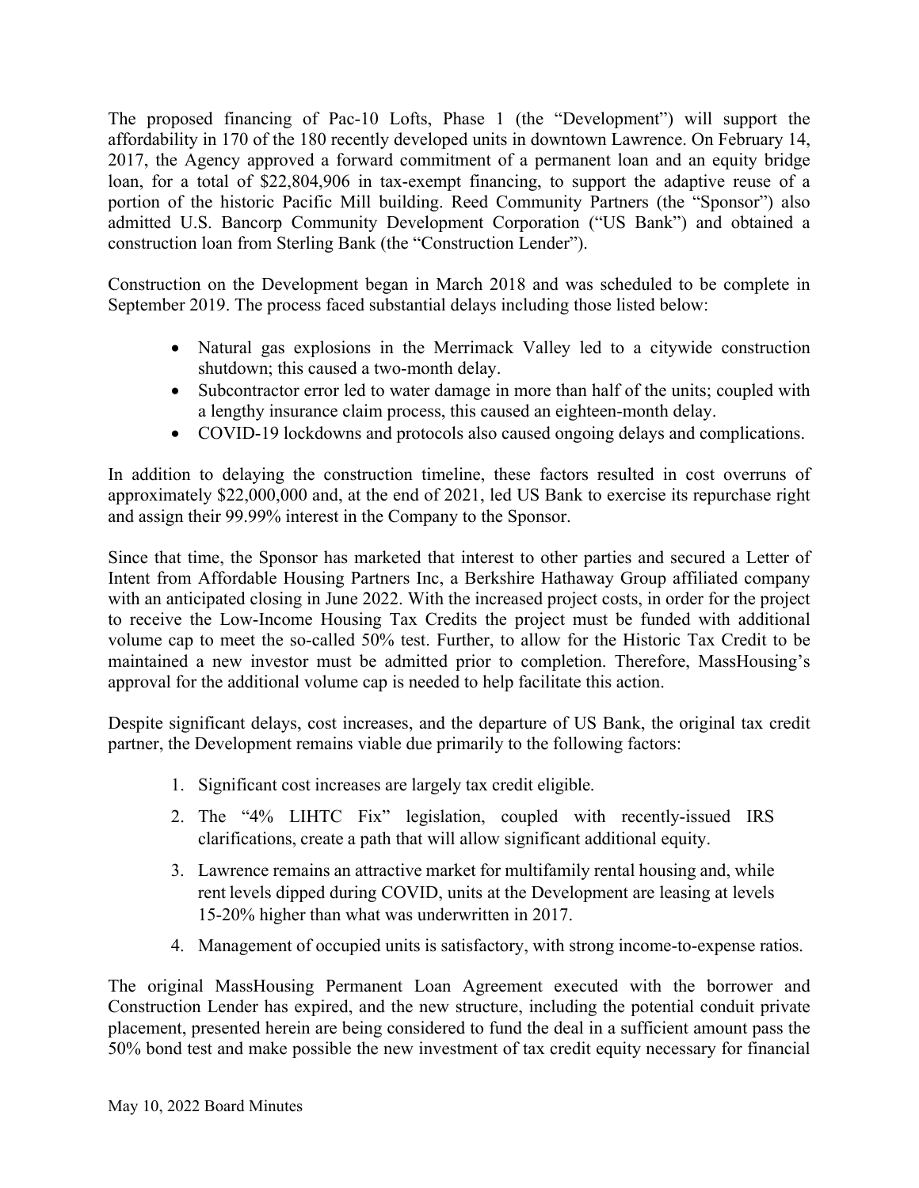The proposed financing of Pac-10 Lofts, Phase 1 (the "Development") will support the affordability in 170 of the 180 recently developed units in downtown Lawrence. On February 14, 2017, the Agency approved a forward commitment of a permanent loan and an equity bridge loan, for a total of $22,804,906 in tax-exempt financing, to support the adaptive reuse of a portion of the historic Pacific Mill building. Reed Community Partners (the "Sponsor") also admitted U.S. Bancorp Community Development Corporation ("US Bank") and obtained a construction loan from Sterling Bank (the "Construction Lender").

Construction on the Development began in March 2018 and was scheduled to be complete in September 2019. The process faced substantial delays including those listed below:

- Natural gas explosions in the Merrimack Valley led to a citywide construction shutdown; this caused a two-month delay.
- Subcontractor error led to water damage in more than half of the units; coupled with a lengthy insurance claim process, this caused an eighteen-month delay.
- COVID-19 lockdowns and protocols also caused ongoing delays and complications.

In addition to delaying the construction timeline, these factors resulted in cost overruns of approximately $22,000,000 and, at the end of 2021, led US Bank to exercise its repurchase right and assign their 99.99% interest in the Company to the Sponsor.

Since that time, the Sponsor has marketed that interest to other parties and secured a Letter of Intent from Affordable Housing Partners Inc, a Berkshire Hathaway Group affiliated company with an anticipated closing in June 2022. With the increased project costs, in order for the project to receive the Low-Income Housing Tax Credits the project must be funded with additional volume cap to meet the so-called 50% test. Further, to allow for the Historic Tax Credit to be maintained a new investor must be admitted prior to completion. Therefore, MassHousing's approval for the additional volume cap is needed to help facilitate this action.

Despite significant delays, cost increases, and the departure of US Bank, the original tax credit partner, the Development remains viable due primarily to the following factors:

1. Significant cost increases are largely tax credit eligible.
2. The "4% LIHTC Fix" legislation, coupled with recently-issued IRS clarifications, create a path that will allow significant additional equity.
3. Lawrence remains an attractive market for multifamily rental housing and, while rent levels dipped during COVID, units at the Development are leasing at levels 15-20% higher than what was underwritten in 2017.
4. Management of occupied units is satisfactory, with strong income-to-expense ratios.

The original MassHousing Permanent Loan Agreement executed with the borrower and Construction Lender has expired, and the new structure, including the potential conduit private placement, presented herein are being considered to fund the deal in a sufficient amount pass the 50% bond test and make possible the new investment of tax credit equity necessary for financial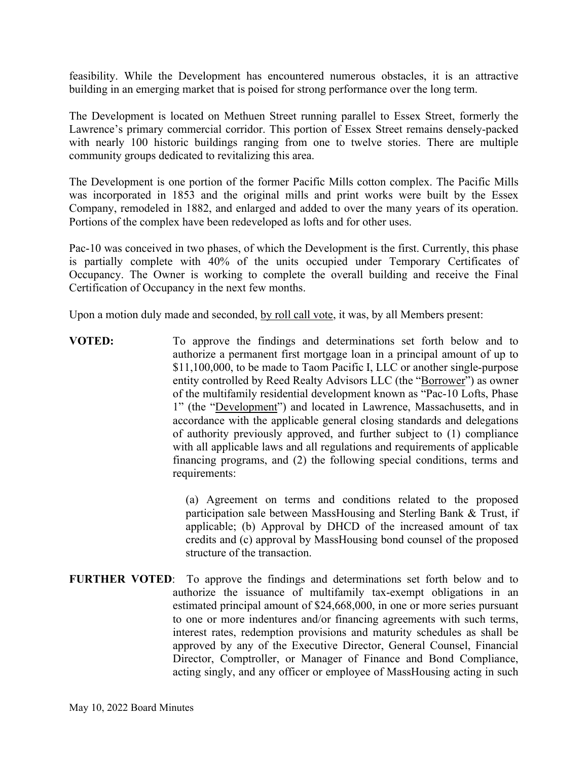feasibility. While the Development has encountered numerous obstacles, it is an attractive building in an emerging market that is poised for strong performance over the long term.

The Development is located on Methuen Street running parallel to Essex Street, formerly the Lawrence's primary commercial corridor. This portion of Essex Street remains densely-packed with nearly 100 historic buildings ranging from one to twelve stories. There are multiple community groups dedicated to revitalizing this area.

The Development is one portion of the former Pacific Mills cotton complex. The Pacific Mills was incorporated in 1853 and the original mills and print works were built by the Essex Company, remodeled in 1882, and enlarged and added to over the many years of its operation. Portions of the complex have been redeveloped as lofts and for other uses.

Pac-10 was conceived in two phases, of which the Development is the first. Currently, this phase is partially complete with 40% of the units occupied under Temporary Certificates of Occupancy. The Owner is working to complete the overall building and receive the Final Certification of Occupancy in the next few months.

Upon a motion duly made and seconded, by roll call vote, it was, by all Members present:

**VOTED:** To approve the findings and determinations set forth below and to authorize a permanent first mortgage loan in a principal amount of up to $11,100,000, to be made to Taom Pacific I, LLC or another single-purpose entity controlled by Reed Realty Advisors LLC (the "Borrower") as owner of the multifamily residential development known as "Pac-10 Lofts, Phase 1" (the "Development") and located in Lawrence, Massachusetts, and in accordance with the applicable general closing standards and delegations of authority previously approved, and further subject to (1) compliance with all applicable laws and all regulations and requirements of applicable financing programs, and (2) the following special conditions, terms and requirements:

(a) Agreement on terms and conditions related to the proposed participation sale between MassHousing and Sterling Bank & Trust, if applicable; (b) Approval by DHCD of the increased amount of tax credits and (c) approval by MassHousing bond counsel of the proposed structure of the transaction.

**FURTHER VOTED**: To approve the findings and determinations set forth below and to authorize the issuance of multifamily tax-exempt obligations in an estimated principal amount of $24,668,000, in one or more series pursuant to one or more indentures and/or financing agreements with such terms, interest rates, redemption provisions and maturity schedules as shall be approved by any of the Executive Director, General Counsel, Financial Director, Comptroller, or Manager of Finance and Bond Compliance, acting singly, and any officer or employee of MassHousing acting in such

May 10, 2022 Board Minutes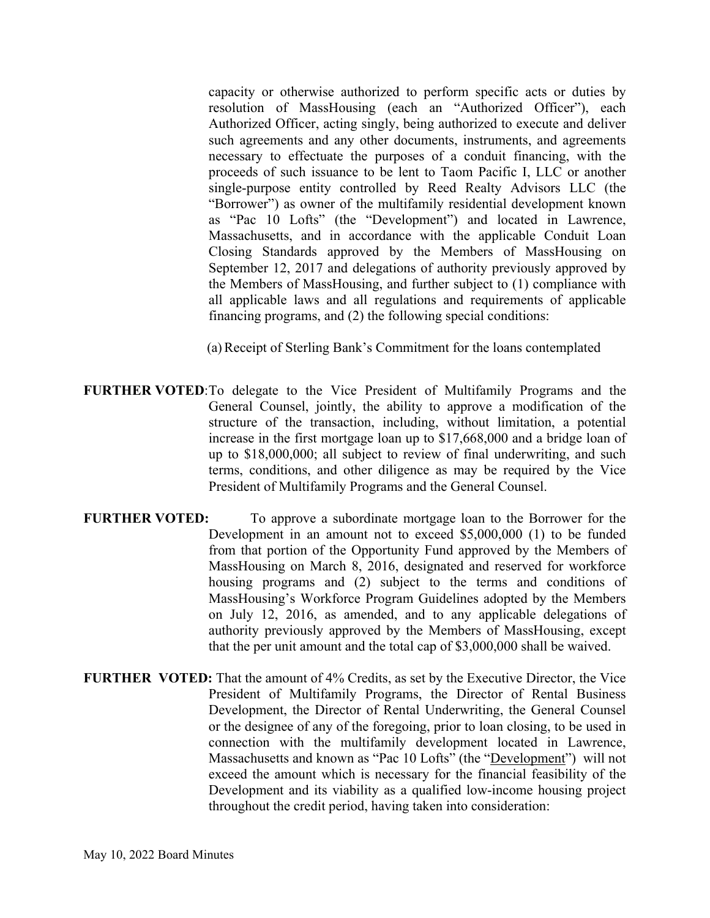capacity or otherwise authorized to perform specific acts or duties by resolution of MassHousing (each an "Authorized Officer"), each Authorized Officer, acting singly, being authorized to execute and deliver such agreements and any other documents, instruments, and agreements necessary to effectuate the purposes of a conduit financing, with the proceeds of such issuance to be lent to Taom Pacific I, LLC or another single-purpose entity controlled by Reed Realty Advisors LLC (the "Borrower") as owner of the multifamily residential development known as "Pac 10 Lofts" (the "Development") and located in Lawrence, Massachusetts, and in accordance with the applicable Conduit Loan Closing Standards approved by the Members of MassHousing on September 12, 2017 and delegations of authority previously approved by the Members of MassHousing, and further subject to (1) compliance with all applicable laws and all regulations and requirements of applicable financing programs, and (2) the following special conditions:

(a) Receipt of Sterling Bank's Commitment for the loans contemplated

**FURTHER VOTED**: To delegate to the Vice President of Multifamily Programs and the General Counsel, jointly, the ability to approve a modification of the structure of the transaction, including, without limitation, a potential increase in the first mortgage loan up to $17,668,000 and a bridge loan of up to $18,000,000; all subject to review of final underwriting, and such terms, conditions, and other diligence as may be required by the Vice President of Multifamily Programs and the General Counsel.

**FURTHER VOTED:** To approve a subordinate mortgage loan to the Borrower for the Development in an amount not to exceed $5,000,000 (1) to be funded from that portion of the Opportunity Fund approved by the Members of MassHousing on March 8, 2016, designated and reserved for workforce housing programs and (2) subject to the terms and conditions of MassHousing's Workforce Program Guidelines adopted by the Members on July 12, 2016, as amended, and to any applicable delegations of authority previously approved by the Members of MassHousing, except that the per unit amount and the total cap of $3,000,000 shall be waived.

**FURTHER VOTED:** That the amount of 4% Credits, as set by the Executive Director, the Vice President of Multifamily Programs, the Director of Rental Business Development, the Director of Rental Underwriting, the General Counsel or the designee of any of the foregoing, prior to loan closing, to be used in connection with the multifamily development located in Lawrence, Massachusetts and known as "Pac 10 Lofts" (the "Development") will not exceed the amount which is necessary for the financial feasibility of the Development and its viability as a qualified low-income housing project throughout the credit period, having taken into consideration: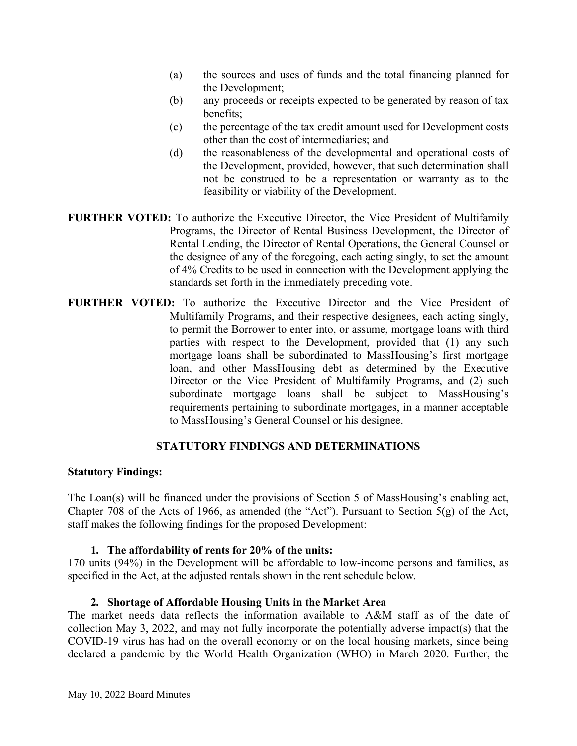(a) the sources and uses of funds and the total financing planned for the Development;

(b) any proceeds or receipts expected to be generated by reason of tax benefits;

(c) the percentage of the tax credit amount used for Development costs other than the cost of intermediaries; and

(d) the reasonableness of the developmental and operational costs of the Development, provided, however, that such determination shall not be construed to be a representation or warranty as to the feasibility or viability of the Development.

**FURTHER VOTED:** To authorize the Executive Director, the Vice President of Multifamily Programs, the Director of Rental Business Development, the Director of Rental Lending, the Director of Rental Operations, the General Counsel or the designee of any of the foregoing, each acting singly, to set the amount of 4% Credits to be used in connection with the Development applying the standards set forth in the immediately preceding vote.

**FURTHER VOTED:** To authorize the Executive Director and the Vice President of Multifamily Programs, and their respective designees, each acting singly, to permit the Borrower to enter into, or assume, mortgage loans with third parties with respect to the Development, provided that (1) any such mortgage loans shall be subordinated to MassHousing's first mortgage loan, and other MassHousing debt as determined by the Executive Director or the Vice President of Multifamily Programs, and (2) such subordinate mortgage loans shall be subject to MassHousing's requirements pertaining to subordinate mortgages, in a manner acceptable to MassHousing's General Counsel or his designee.

## STATUTORY FINDINGS AND DETERMINATIONS

**Statutory Findings:**

The Loan(s) will be financed under the provisions of Section 5 of MassHousing's enabling act, Chapter 708 of the Acts of 1966, as amended (the "Act"). Pursuant to Section 5(g) of the Act, staff makes the following findings for the proposed Development:

1. **The affordability of rents for 20% of the units:**

170 units (94%) in the Development will be affordable to low-income persons and families, as specified in the Act, at the adjusted rentals shown in the rent schedule below.

2. **Shortage of Affordable Housing Units in the Market Area**

The market needs data reflects the information available to A&M staff as of the date of collection May 3, 2022, and may not fully incorporate the potentially adverse impact(s) that the COVID-19 virus has had on the overall economy or on the local housing markets, since being declared a pandemic by the World Health Organization (WHO) in March 2020. Further, the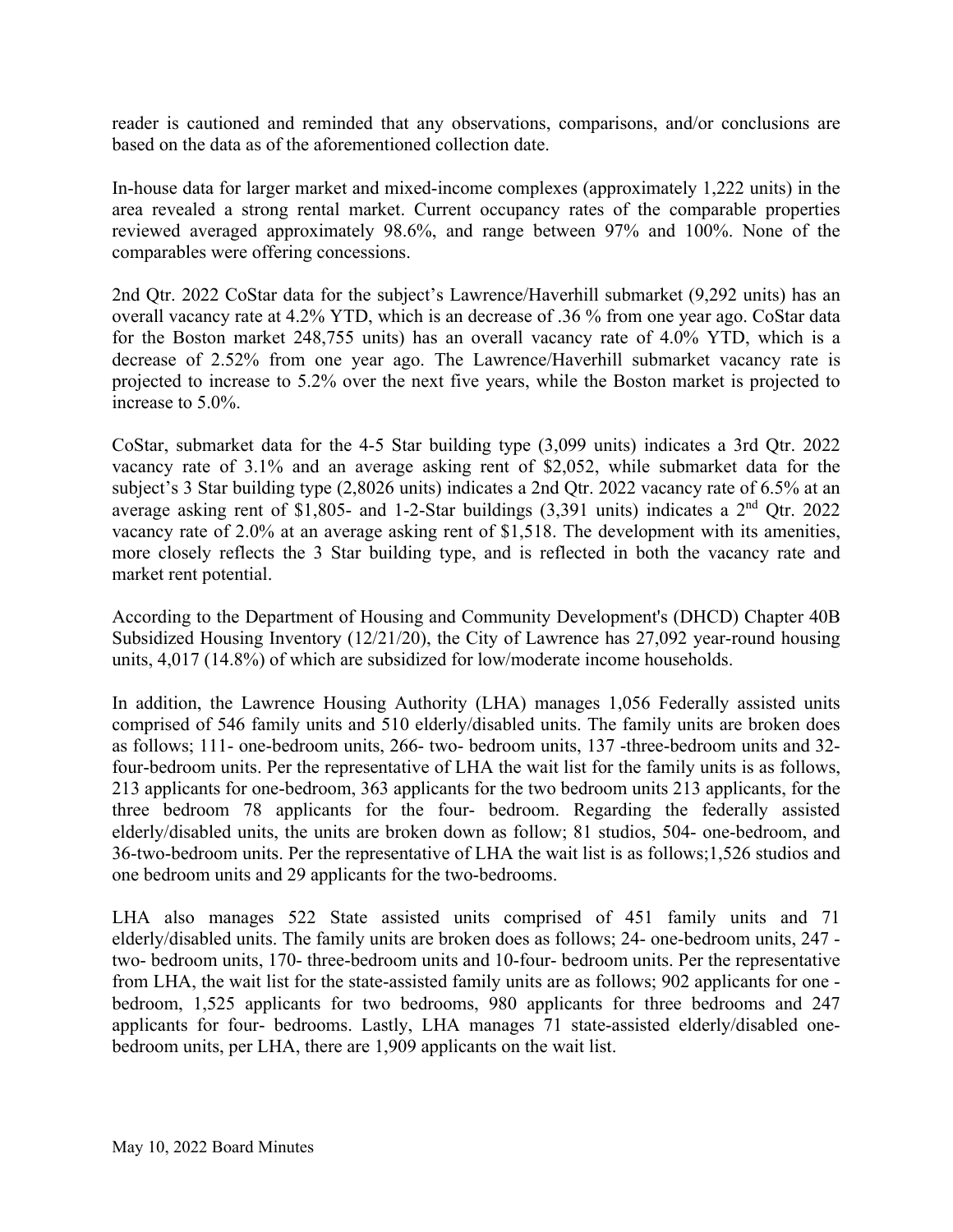reader is cautioned and reminded that any observations, comparisons, and/or conclusions are based on the data as of the aforementioned collection date.

In-house data for larger market and mixed-income complexes (approximately 1,222 units) in the area revealed a strong rental market. Current occupancy rates of the comparable properties reviewed averaged approximately 98.6%, and range between 97% and 100%. None of the comparables were offering concessions.

2nd Qtr. 2022 CoStar data for the subject's Lawrence/Haverhill submarket (9,292 units) has an overall vacancy rate at 4.2% YTD, which is an decrease of .36 % from one year ago. CoStar data for the Boston market 248,755 units) has an overall vacancy rate of 4.0% YTD, which is a decrease of 2.52% from one year ago. The Lawrence/Haverhill submarket vacancy rate is projected to increase to 5.2% over the next five years, while the Boston market is projected to increase to 5.0%.

CoStar, submarket data for the 4-5 Star building type (3,099 units) indicates a 3rd Qtr. 2022 vacancy rate of 3.1% and an average asking rent of $2,052, while submarket data for the subject's 3 Star building type (2,8026 units) indicates a 2nd Qtr. 2022 vacancy rate of 6.5% at an average asking rent of $1,805- and 1-2-Star buildings (3,391 units) indicates a 2nd Qtr. 2022 vacancy rate of 2.0% at an average asking rent of $1,518. The development with its amenities, more closely reflects the 3 Star building type, and is reflected in both the vacancy rate and market rent potential.

According to the Department of Housing and Community Development's (DHCD) Chapter 40B Subsidized Housing Inventory (12/21/20), the City of Lawrence has 27,092 year-round housing units, 4,017 (14.8%) of which are subsidized for low/moderate income households.

In addition, the Lawrence Housing Authority (LHA) manages 1,056 Federally assisted units comprised of 546 family units and 510 elderly/disabled units. The family units are broken does as follows; 111- one-bedroom units, 266- two- bedroom units, 137 -three-bedroom units and 32-four-bedroom units. Per the representative of LHA the wait list for the family units is as follows, 213 applicants for one-bedroom, 363 applicants for the two bedroom units 213 applicants, for the three bedroom 78 applicants for the four- bedroom. Regarding the federally assisted elderly/disabled units, the units are broken down as follow; 81 studios, 504- one-bedroom, and 36-two-bedroom units. Per the representative of LHA the wait list is as follows;1,526 studios and one bedroom units and 29 applicants for the two-bedrooms.

LHA also manages 522 State assisted units comprised of 451 family units and 71 elderly/disabled units. The family units are broken does as follows; 24- one-bedroom units, 247 - two- bedroom units, 170- three-bedroom units and 10-four- bedroom units. Per the representative from LHA, the wait list for the state-assisted family units are as follows; 902 applicants for one - bedroom, 1,525 applicants for two bedrooms, 980 applicants for three bedrooms and 247 applicants for four- bedrooms. Lastly, LHA manages 71 state-assisted elderly/disabled one-bedroom units, per LHA, there are 1,909 applicants on the wait list.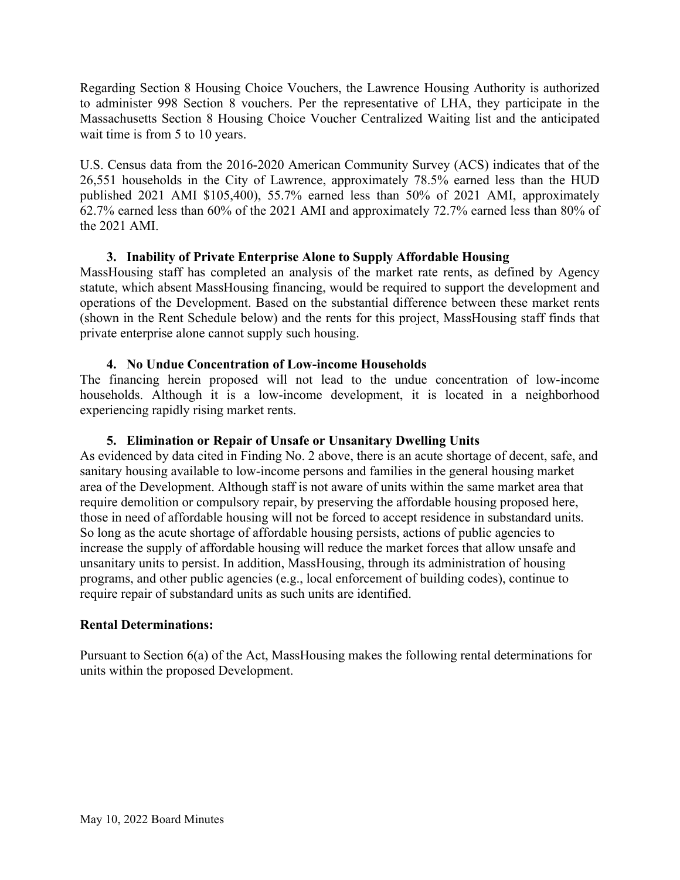Regarding Section 8 Housing Choice Vouchers, the Lawrence Housing Authority is authorized to administer 998 Section 8 vouchers. Per the representative of LHA, they participate in the Massachusetts Section 8 Housing Choice Voucher Centralized Waiting list and the anticipated wait time is from 5 to 10 years.

U.S. Census data from the 2016-2020 American Community Survey (ACS) indicates that of the 26,551 households in the City of Lawrence, approximately 78.5% earned less than the HUD published 2021 AMI $105,400), 55.7% earned less than 50% of 2021 AMI, approximately 62.7% earned less than 60% of the 2021 AMI and approximately 72.7% earned less than 80% of the 2021 AMI.

**3. Inability of Private Enterprise Alone to Supply Affordable Housing**

MassHousing staff has completed an analysis of the market rate rents, as defined by Agency statute, which absent MassHousing financing, would be required to support the development and operations of the Development. Based on the substantial difference between these market rents (shown in the Rent Schedule below) and the rents for this project, MassHousing staff finds that private enterprise alone cannot supply such housing.

**4. No Undue Concentration of Low-income Households**

The financing herein proposed will not lead to the undue concentration of low-income households. Although it is a low-income development, it is located in a neighborhood experiencing rapidly rising market rents.

**5. Elimination or Repair of Unsafe or Unsanitary Dwelling Units**

As evidenced by data cited in Finding No. 2 above, there is an acute shortage of decent, safe, and sanitary housing available to low-income persons and families in the general housing market area of the Development. Although staff is not aware of units within the same market area that require demolition or compulsory repair, by preserving the affordable housing proposed here, those in need of affordable housing will not be forced to accept residence in substandard units. So long as the acute shortage of affordable housing persists, actions of public agencies to increase the supply of affordable housing will reduce the market forces that allow unsafe and unsanitary units to persist. In addition, MassHousing, through its administration of housing programs, and other public agencies (e.g., local enforcement of building codes), continue to require repair of substandard units as such units are identified.

**Rental Determinations:**

Pursuant to Section 6(a) of the Act, MassHousing makes the following rental determinations for units within the proposed Development.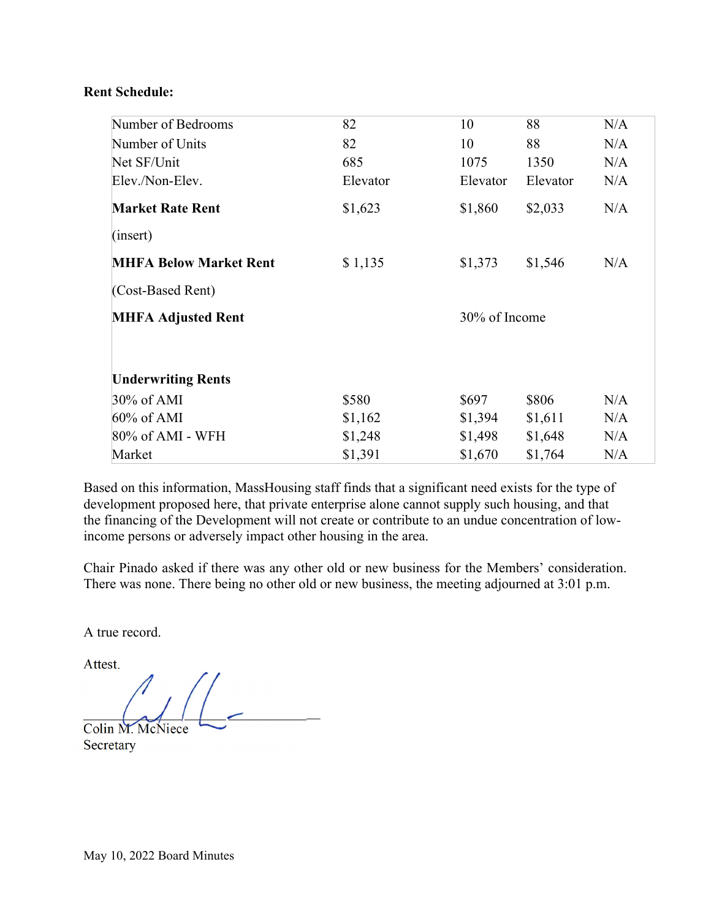**Rent Schedule:**

| | | | | |
|---|---|---|---|---|
| Number of Bedrooms | 82 | 10 | 88 | N/A |
| Number of Units | 82 | 10 | 88 | N/A |
| Net SF/Unit | 685 | 1075 | 1350 | N/A |
| Elev./Non-Elev. | Elevator | Elevator | Elevator | N/A |
| **Market Rate Rent** | $1,623 | $1,860 | $2,033 | N/A |
| (insert) | | | | |
| **MHFA Below Market Rent** | $ 1,135 | $1,373 | $1,546 | N/A |
| (Cost-Based Rent) | | | | |
| **MHFA Adjusted Rent** | | 30% of Income | | |
| **Underwriting Rents** | | | | |
| 30% of AMI | $580 | $697 | $806 | N/A |
| 60% of AMI | $1,162 | $1,394 | $1,611 | N/A |
| 80% of AMI - WFH | $1,248 | $1,498 | $1,648 | N/A |
| Market | $1,391 | $1,670 | $1,764 | N/A |

Based on this information, MassHousing staff finds that a significant need exists for the type of development proposed here, that private enterprise alone cannot supply such housing, and that the financing of the Development will not create or contribute to an undue concentration of low-income persons or adversely impact other housing in the area.

Chair Pinado asked if there was any other old or new business for the Members' consideration. There was none. There being no other old or new business, the meeting adjourned at 3:01 p.m.

A true record.

Attest.

Colin M. McNiece
Secretary

May 10, 2022 Board Minutes